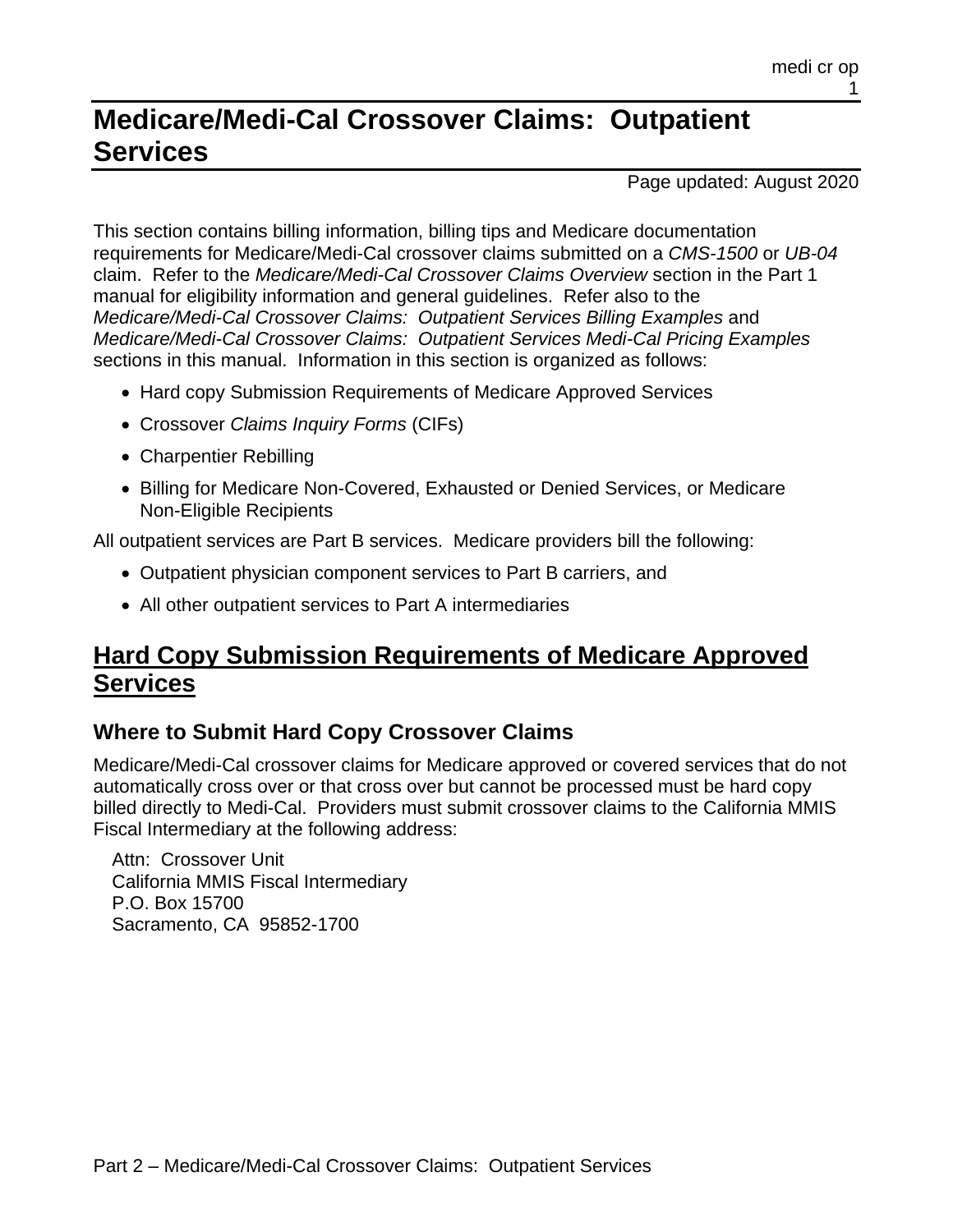# Medicare/Medi-Cal Crossover Claims: Outpatient Services

Page updated: August 2020

This section contains billing information, billing tips and Medicare documentation requirements for Medicare/Medi-Cal crossover claims submitted on a *CMS-1500* or *UB-04* claim. Refer to the *Medicare/Medi-Cal Crossover Claims Overview* section in the Part 1 manual for eligibility information and general guidelines. Refer also to the *Medicare/Medi-Cal Crossover Claims: Outpatient Services Billing Examples* and *Medicare/Medi-Cal Crossover Claims: Outpatient Services Medi-Cal Pricing Examples* sections in this manual. Information in this section is organized as follows:

- Hard copy Submission Requirements of Medicare Approved Services
- Crossover *Claims Inquiry Forms* (CIFs)
- Charpentier Rebilling
- Billing for Medicare Non-Covered, Exhausted or Denied Services, or Medicare Non-Eligible Recipients

All outpatient services are Part B services. Medicare providers bill the following:

- Outpatient physician component services to Part B carriers, and
- All other outpatient services to Part A intermediaries

## Hard Copy Submission Requirements of Medicare Approved Services

### Where to Submit Hard Copy Crossover Claims

Medicare/Medi-Cal crossover claims for Medicare approved or covered services that do not automatically cross over or that cross over but cannot be processed must be hard copy billed directly to Medi-Cal. Providers must submit crossover claims to the California MMIS Fiscal Intermediary at the following address:

Attn: Crossover Unit
California MMIS Fiscal Intermediary
P.O. Box 15700
Sacramento, CA 95852-1700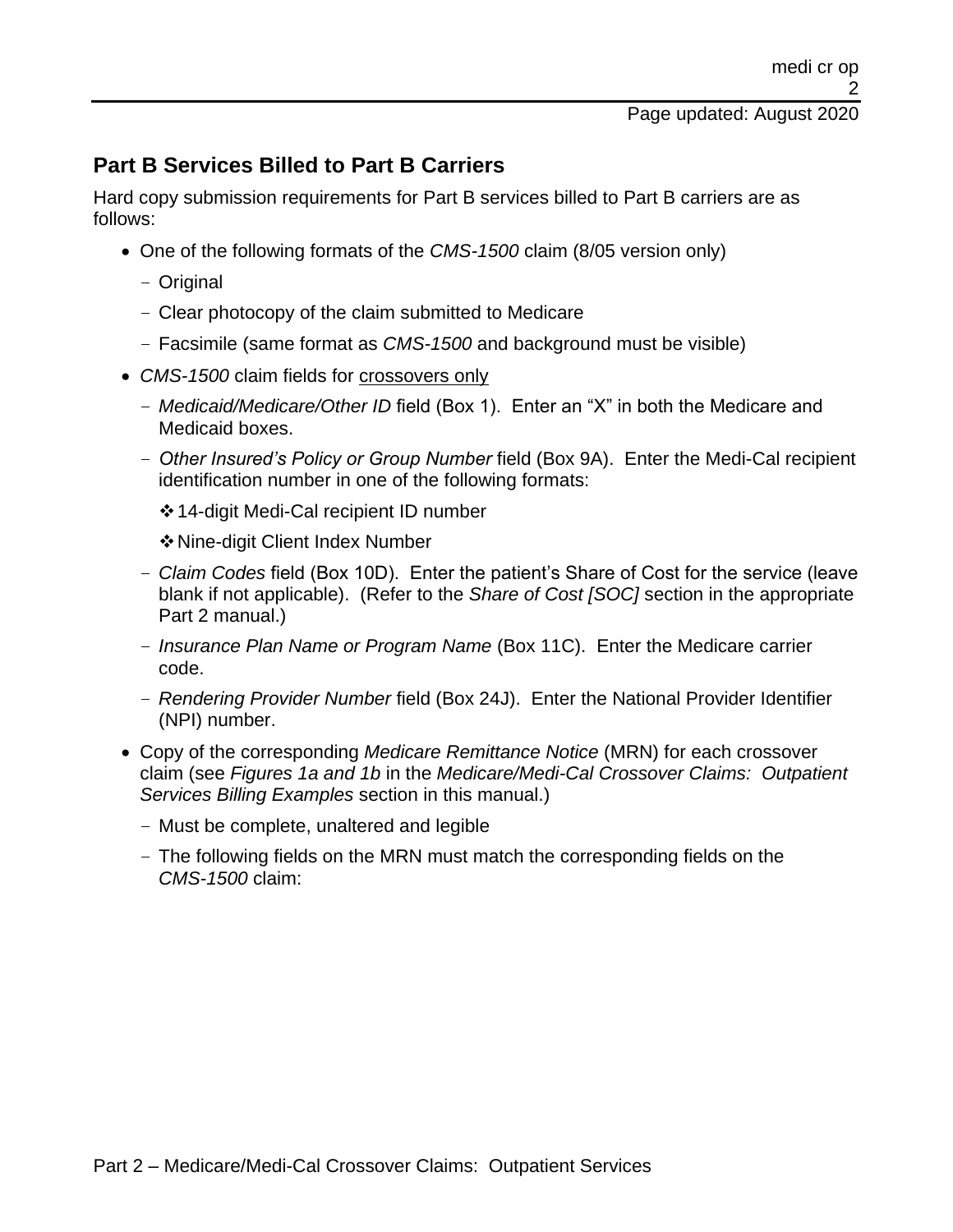## Part B Services Billed to Part B Carriers

Hard copy submission requirements for Part B services billed to Part B carriers are as follows:

- One of the following formats of the *CMS-1500* claim (8/05 version only)
  - Original
  - Clear photocopy of the claim submitted to Medicare
  - Facsimile (same format as *CMS-1500* and background must be visible)
- *CMS-1500* claim fields for <u>crossovers only</u>
  - *Medicaid/Medicare/Other ID* field (Box 1). Enter an "X" in both the Medicare and Medicaid boxes.
  - *Other Insured's Policy or Group Number* field (Box 9A). Enter the Medi-Cal recipient identification number in one of the following formats:
    - ❖ 14-digit Medi-Cal recipient ID number
    - ❖ Nine-digit Client Index Number
  - *Claim Codes* field (Box 10D). Enter the patient's Share of Cost for the service (leave blank if not applicable). (Refer to the *Share of Cost [SOC]* section in the appropriate Part 2 manual.)
  - *Insurance Plan Name or Program Name* (Box 11C). Enter the Medicare carrier code.
  - *Rendering Provider Number* field (Box 24J). Enter the National Provider Identifier (NPI) number.
- Copy of the corresponding *Medicare Remittance Notice* (MRN) for each crossover claim (see *Figures 1a and 1b* in the *Medicare/Medi-Cal Crossover Claims: Outpatient Services Billing Examples* section in this manual.)
  - Must be complete, unaltered and legible
  - The following fields on the MRN must match the corresponding fields on the *CMS-1500* claim: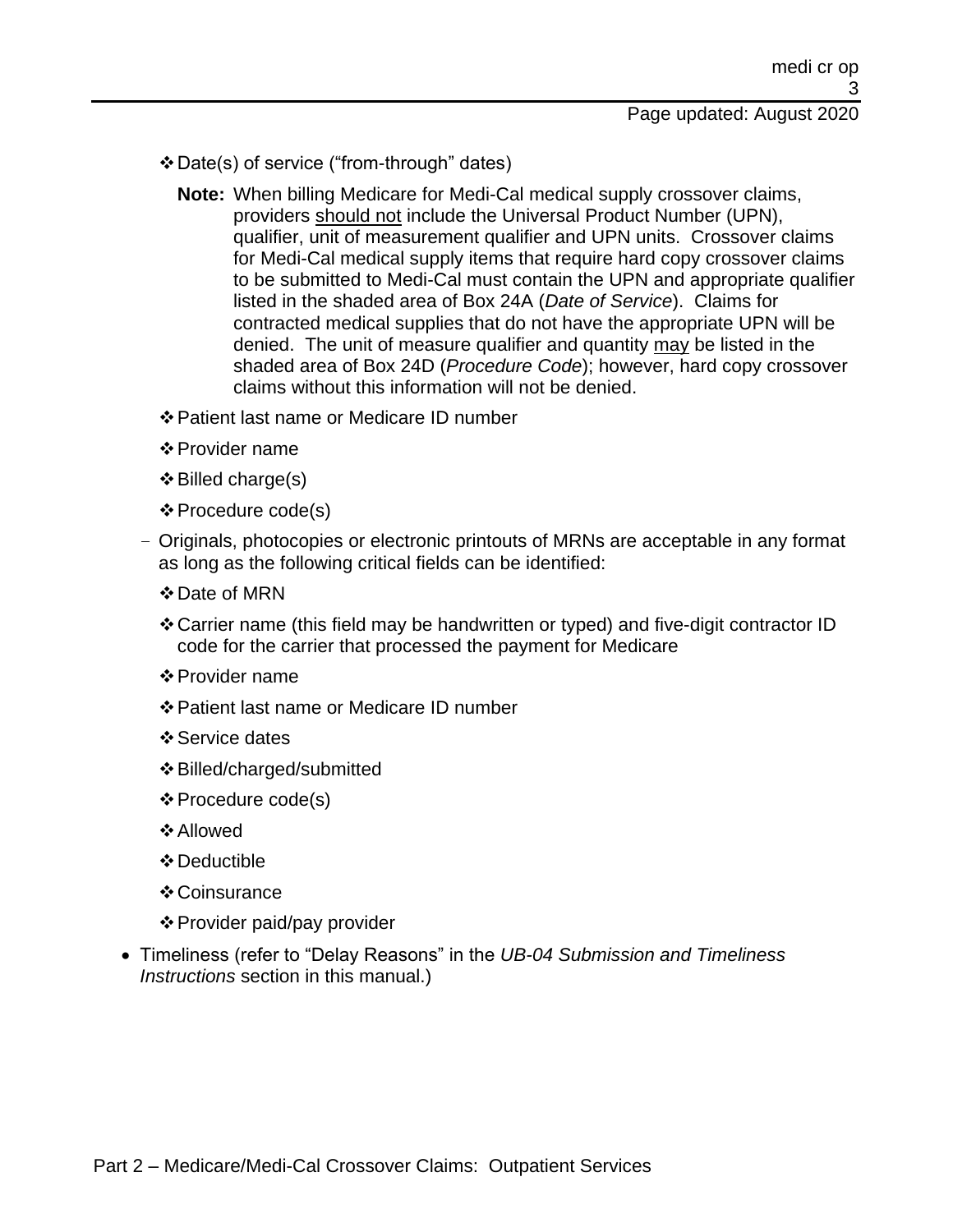- Date(s) of service ("from-through" dates)

  **Note:** When billing Medicare for Medi-Cal medical supply crossover claims, providers <u>should not</u> include the Universal Product Number (UPN), qualifier, unit of measurement qualifier and UPN units. Crossover claims for Medi-Cal medical supply items that require hard copy crossover claims to be submitted to Medi-Cal must contain the UPN and appropriate qualifier listed in the shaded area of Box 24A (*Date of Service*). Claims for contracted medical supplies that do not have the appropriate UPN will be denied. The unit of measure qualifier and quantity <u>may</u> be listed in the shaded area of Box 24D (*Procedure Code*); however, hard copy crossover claims without this information will not be denied.

- Patient last name or Medicare ID number
- Provider name
- Billed charge(s)
- Procedure code(s)

– Originals, photocopies or electronic printouts of MRNs are acceptable in any format as long as the following critical fields can be identified:

- Date of MRN
- Carrier name (this field may be handwritten or typed) and five-digit contractor ID code for the carrier that processed the payment for Medicare
- Provider name
- Patient last name or Medicare ID number
- Service dates
- Billed/charged/submitted
- Procedure code(s)
- Allowed
- Deductible
- Coinsurance
- Provider paid/pay provider

- Timeliness (refer to "Delay Reasons" in the *UB-04 Submission and Timeliness Instructions* section in this manual.)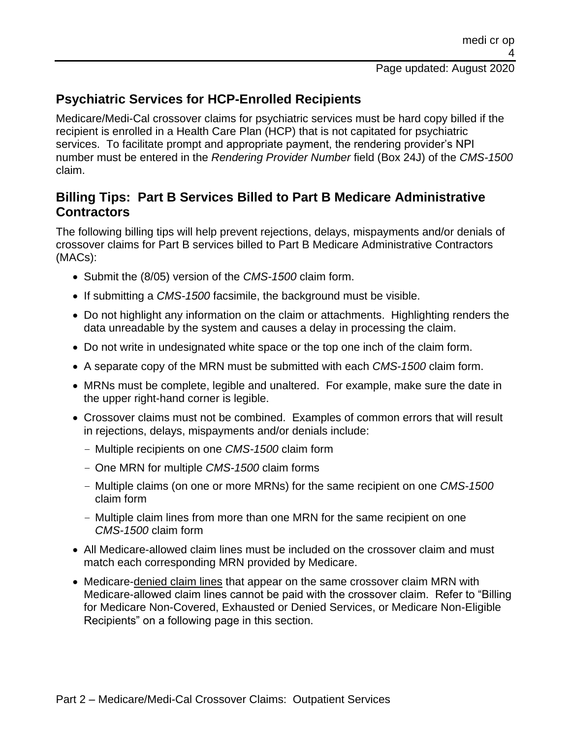## Psychiatric Services for HCP-Enrolled Recipients

Medicare/Medi-Cal crossover claims for psychiatric services must be hard copy billed if the recipient is enrolled in a Health Care Plan (HCP) that is not capitated for psychiatric services. To facilitate prompt and appropriate payment, the rendering provider's NPI number must be entered in the *Rendering Provider Number* field (Box 24J) of the *CMS-1500* claim.

## Billing Tips: Part B Services Billed to Part B Medicare Administrative Contractors

The following billing tips will help prevent rejections, delays, mispayments and/or denials of crossover claims for Part B services billed to Part B Medicare Administrative Contractors (MACs):

- Submit the (8/05) version of the *CMS-1500* claim form.
- If submitting a *CMS-1500* facsimile, the background must be visible.
- Do not highlight any information on the claim or attachments. Highlighting renders the data unreadable by the system and causes a delay in processing the claim.
- Do not write in undesignated white space or the top one inch of the claim form.
- A separate copy of the MRN must be submitted with each *CMS-1500* claim form.
- MRNs must be complete, legible and unaltered. For example, make sure the date in the upper right-hand corner is legible.
- Crossover claims must not be combined. Examples of common errors that will result in rejections, delays, mispayments and/or denials include:
  - Multiple recipients on one *CMS-1500* claim form
  - One MRN for multiple *CMS-1500* claim forms
  - Multiple claims (on one or more MRNs) for the same recipient on one *CMS-1500* claim form
  - Multiple claim lines from more than one MRN for the same recipient on one *CMS-1500* claim form
- All Medicare-allowed claim lines must be included on the crossover claim and must match each corresponding MRN provided by Medicare.
- Medicare-denied claim lines that appear on the same crossover claim MRN with Medicare-allowed claim lines cannot be paid with the crossover claim. Refer to "Billing for Medicare Non-Covered, Exhausted or Denied Services, or Medicare Non-Eligible Recipients" on a following page in this section.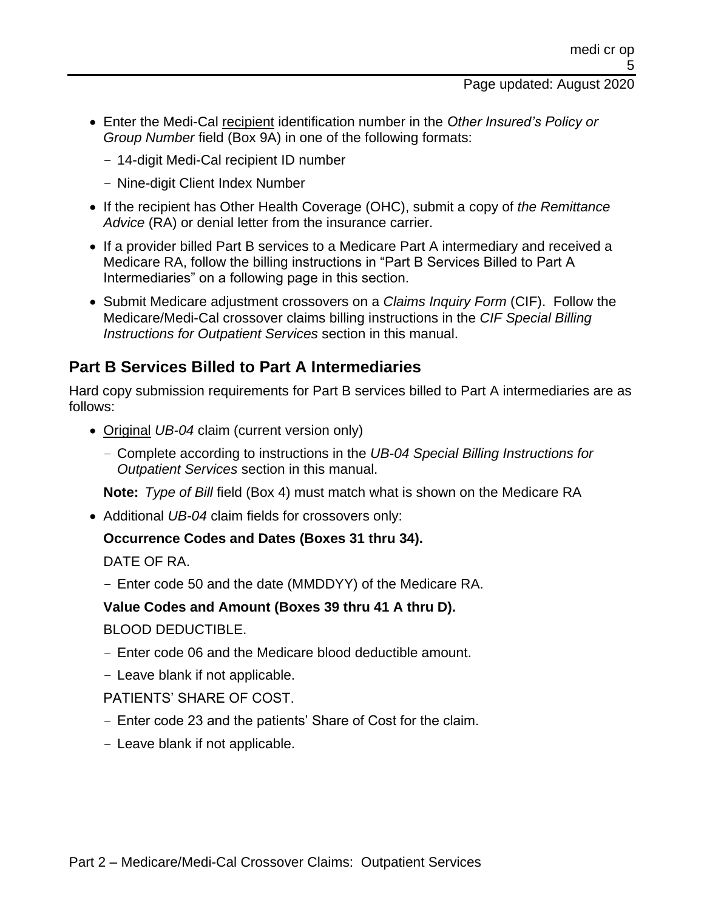- Enter the Medi-Cal recipient identification number in the *Other Insured's Policy or Group Number* field (Box 9A) in one of the following formats:
  - 14-digit Medi-Cal recipient ID number
  - Nine-digit Client Index Number
- If the recipient has Other Health Coverage (OHC), submit a copy of *the Remittance Advice* (RA) or denial letter from the insurance carrier.
- If a provider billed Part B services to a Medicare Part A intermediary and received a Medicare RA, follow the billing instructions in "Part B Services Billed to Part A Intermediaries" on a following page in this section.
- Submit Medicare adjustment crossovers on a *Claims Inquiry Form* (CIF). Follow the Medicare/Medi-Cal crossover claims billing instructions in the *CIF Special Billing Instructions for Outpatient Services* section in this manual.

## Part B Services Billed to Part A Intermediaries

Hard copy submission requirements for Part B services billed to Part A intermediaries are as follows:

- Original *UB-04* claim (current version only)
  - Complete according to instructions in the *UB-04 Special Billing Instructions for Outpatient Services* section in this manual.

  **Note:** *Type of Bill* field (Box 4) must match what is shown on the Medicare RA

- Additional *UB-04* claim fields for crossovers only:

  **Occurrence Codes and Dates (Boxes 31 thru 34).**

  DATE OF RA.

  - Enter code 50 and the date (MMDDYY) of the Medicare RA.

  **Value Codes and Amount (Boxes 39 thru 41 A thru D).**

  BLOOD DEDUCTIBLE.

  - Enter code 06 and the Medicare blood deductible amount.
  - Leave blank if not applicable.

  PATIENTS' SHARE OF COST.

  - Enter code 23 and the patients' Share of Cost for the claim.
  - Leave blank if not applicable.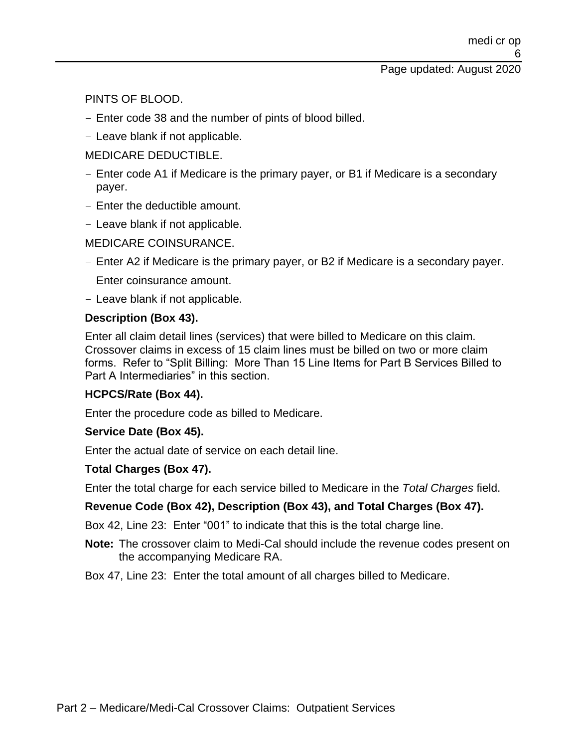PINTS OF BLOOD.

- Enter code 38 and the number of pints of blood billed.
- Leave blank if not applicable.

MEDICARE DEDUCTIBLE.

- Enter code A1 if Medicare is the primary payer, or B1 if Medicare is a secondary payer.
- Enter the deductible amount.
- Leave blank if not applicable.

MEDICARE COINSURANCE.

- Enter A2 if Medicare is the primary payer, or B2 if Medicare is a secondary payer.
- Enter coinsurance amount.
- Leave blank if not applicable.

**Description (Box 43).**

Enter all claim detail lines (services) that were billed to Medicare on this claim. Crossover claims in excess of 15 claim lines must be billed on two or more claim forms. Refer to "Split Billing: More Than 15 Line Items for Part B Services Billed to Part A Intermediaries" in this section.

**HCPCS/Rate (Box 44).**

Enter the procedure code as billed to Medicare.

**Service Date (Box 45).**

Enter the actual date of service on each detail line.

**Total Charges (Box 47).**

Enter the total charge for each service billed to Medicare in the *Total Charges* field.

**Revenue Code (Box 42), Description (Box 43), and Total Charges (Box 47).**

Box 42, Line 23: Enter "001" to indicate that this is the total charge line.

**Note:** The crossover claim to Medi-Cal should include the revenue codes present on the accompanying Medicare RA.

Box 47, Line 23: Enter the total amount of all charges billed to Medicare.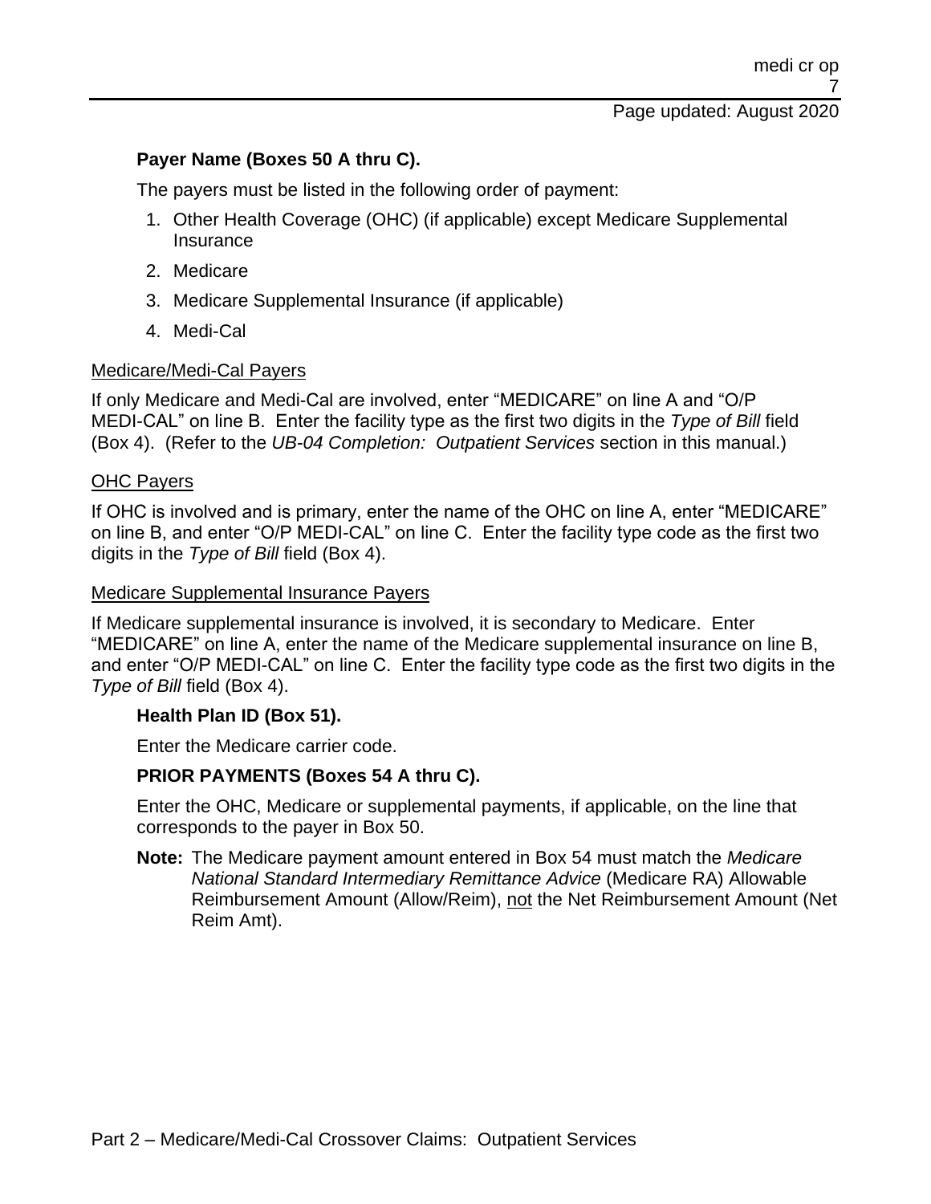**Payer Name (Boxes 50 A thru C).**

The payers must be listed in the following order of payment:

1. Other Health Coverage (OHC) (if applicable) except Medicare Supplemental Insurance
2. Medicare
3. Medicare Supplemental Insurance (if applicable)
4. Medi-Cal

<u>Medicare/Medi-Cal Payers</u>

If only Medicare and Medi-Cal are involved, enter "MEDICARE" on line A and "O/P MEDI-CAL" on line B. Enter the facility type as the first two digits in the *Type of Bill* field (Box 4). (Refer to the *UB-04 Completion: Outpatient Services* section in this manual.)

<u>OHC Payers</u>

If OHC is involved and is primary, enter the name of the OHC on line A, enter "MEDICARE" on line B, and enter "O/P MEDI-CAL" on line C. Enter the facility type code as the first two digits in the *Type of Bill* field (Box 4).

<u>Medicare Supplemental Insurance Payers</u>

If Medicare supplemental insurance is involved, it is secondary to Medicare. Enter "MEDICARE" on line A, enter the name of the Medicare supplemental insurance on line B, and enter "O/P MEDI-CAL" on line C. Enter the facility type code as the first two digits in the *Type of Bill* field (Box 4).

**Health Plan ID (Box 51).**

Enter the Medicare carrier code.

**PRIOR PAYMENTS (Boxes 54 A thru C).**

Enter the OHC, Medicare or supplemental payments, if applicable, on the line that corresponds to the payer in Box 50.

**Note:** The Medicare payment amount entered in Box 54 must match the *Medicare National Standard Intermediary Remittance Advice* (Medicare RA) Allowable Reimbursement Amount (Allow/Reim), <u>not</u> the Net Reimbursement Amount (Net Reim Amt).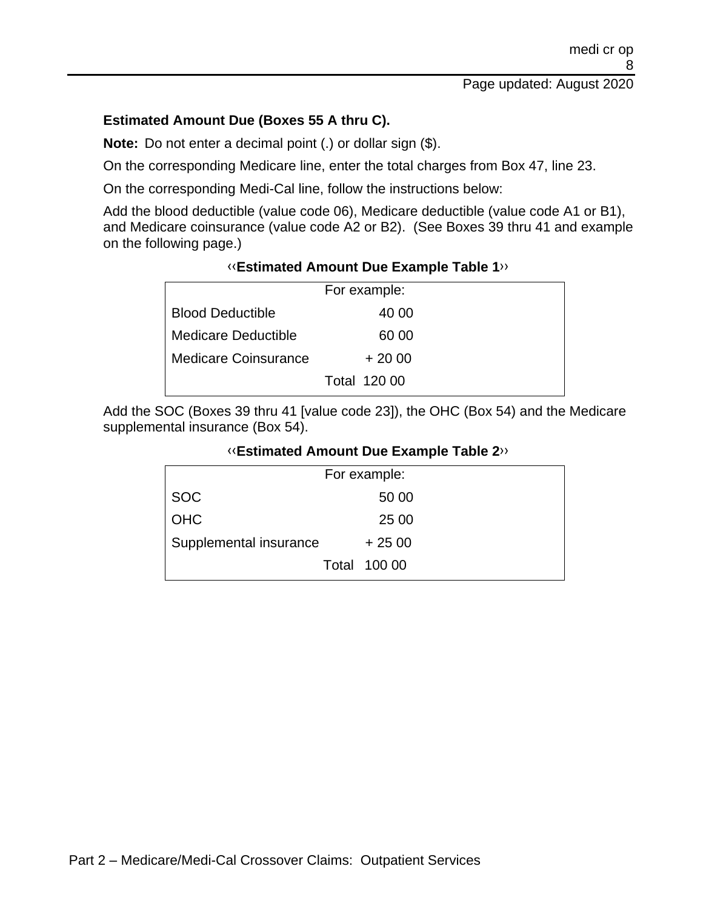**Estimated Amount Due (Boxes 55 A thru C).**

**Note:** Do not enter a decimal point (.) or dollar sign ($).

On the corresponding Medicare line, enter the total charges from Box 47, line 23.

On the corresponding Medi-Cal line, follow the instructions below:

Add the blood deductible (value code 06), Medicare deductible (value code A1 or B1), and Medicare coinsurance (value code A2 or B2). (See Boxes 39 thru 41 and example on the following page.)

**‹‹Estimated Amount Due Example Table 1››**

| For example: | |
|---|---|
| Blood Deductible | 40 00 |
| Medicare Deductible | 60 00 |
| Medicare Coinsurance | + 20 00 |
| Total | 120 00 |

Add the SOC (Boxes 39 thru 41 [value code 23]), the OHC (Box 54) and the Medicare supplemental insurance (Box 54).

**‹‹Estimated Amount Due Example Table 2››**

| For example: | |
|---|---|
| SOC | 50 00 |
| OHC | 25 00 |
| Supplemental insurance | + 25 00 |
| Total | 100 00 |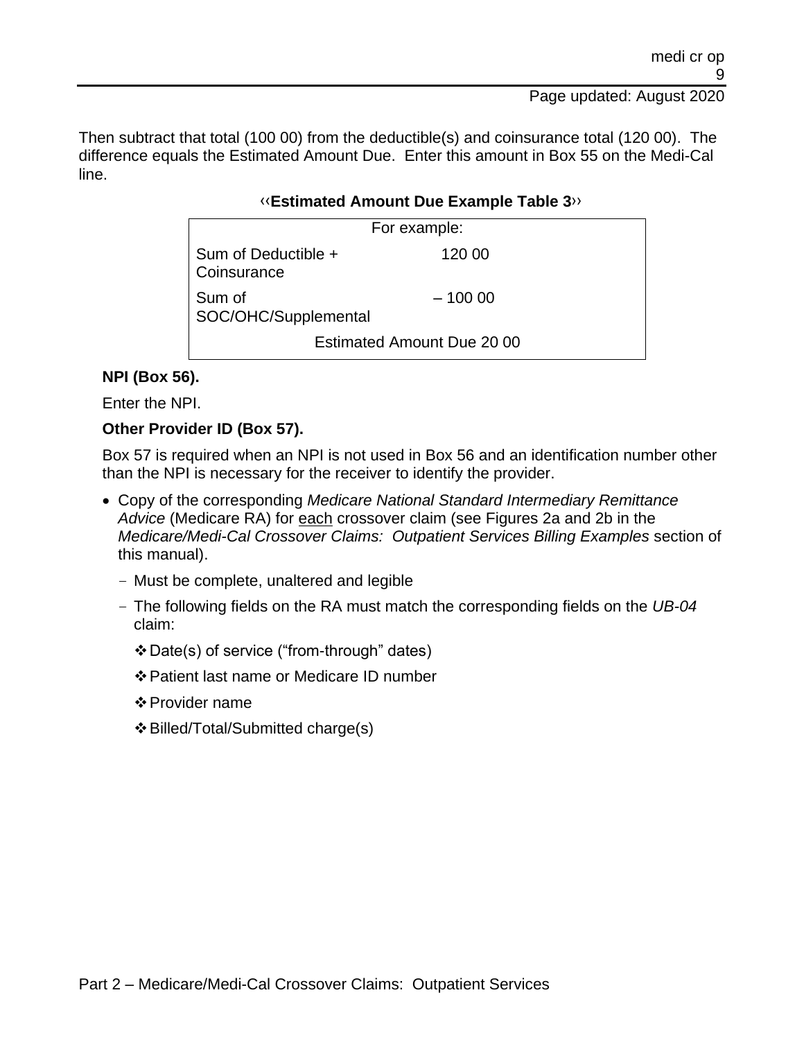Then subtract that total (100 00) from the deductible(s) and coinsurance total (120 00). The difference equals the Estimated Amount Due. Enter this amount in Box 55 on the Medi-Cal line.

‹‹**Estimated Amount Due Example Table 3**››

| For example: | |
|---|---|
| Sum of Deductible + Coinsurance | 120 00 |
| Sum of SOC/OHC/Supplemental | – 100 00 |
| Estimated Amount Due 20 00 | |

**NPI (Box 56).**

Enter the NPI.

**Other Provider ID (Box 57).**

Box 57 is required when an NPI is not used in Box 56 and an identification number other than the NPI is necessary for the receiver to identify the provider.

- Copy of the corresponding *Medicare National Standard Intermediary Remittance Advice* (Medicare RA) for each crossover claim (see Figures 2a and 2b in the *Medicare/Medi-Cal Crossover Claims: Outpatient Services Billing Examples* section of this manual).
  - Must be complete, unaltered and legible
  - The following fields on the RA must match the corresponding fields on the *UB-04* claim:
    - ❖ Date(s) of service ("from-through" dates)
    - ❖ Patient last name or Medicare ID number
    - ❖ Provider name
    - ❖ Billed/Total/Submitted charge(s)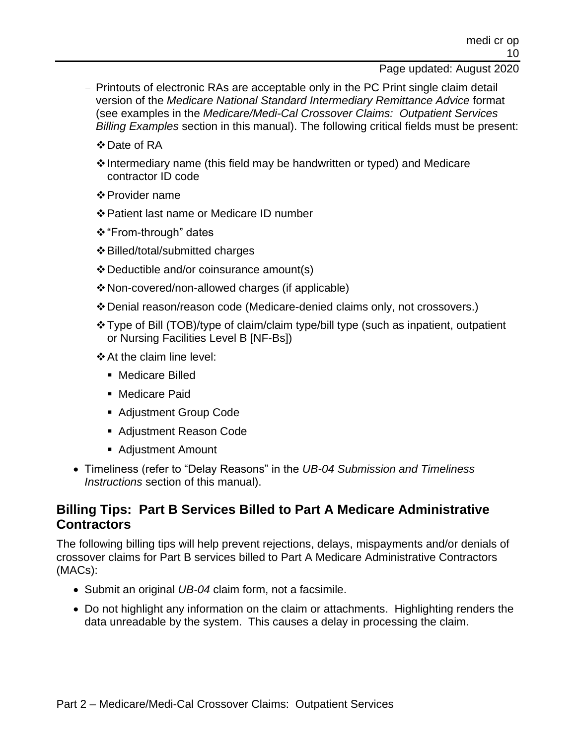- Printouts of electronic RAs are acceptable only in the PC Print single claim detail version of the *Medicare National Standard Intermediary Remittance Advice* format (see examples in the *Medicare/Medi-Cal Crossover Claims: Outpatient Services Billing Examples* section in this manual). The following critical fields must be present:

  - Date of RA
  - Intermediary name (this field may be handwritten or typed) and Medicare contractor ID code
  - Provider name
  - Patient last name or Medicare ID number
  - "From-through" dates
  - Billed/total/submitted charges
  - Deductible and/or coinsurance amount(s)
  - Non-covered/non-allowed charges (if applicable)
  - Denial reason/reason code (Medicare-denied claims only, not crossovers.)
  - Type of Bill (TOB)/type of claim/claim type/bill type (such as inpatient, outpatient or Nursing Facilities Level B [NF-Bs])
  - At the claim line level:
    - Medicare Billed
    - Medicare Paid
    - Adjustment Group Code
    - Adjustment Reason Code
    - Adjustment Amount

- Timeliness (refer to "Delay Reasons" in the *UB-04 Submission and Timeliness Instructions* section of this manual).

## Billing Tips: Part B Services Billed to Part A Medicare Administrative Contractors

The following billing tips will help prevent rejections, delays, mispayments and/or denials of crossover claims for Part B services billed to Part A Medicare Administrative Contractors (MACs):

- Submit an original *UB-04* claim form, not a facsimile.
- Do not highlight any information on the claim or attachments. Highlighting renders the data unreadable by the system. This causes a delay in processing the claim.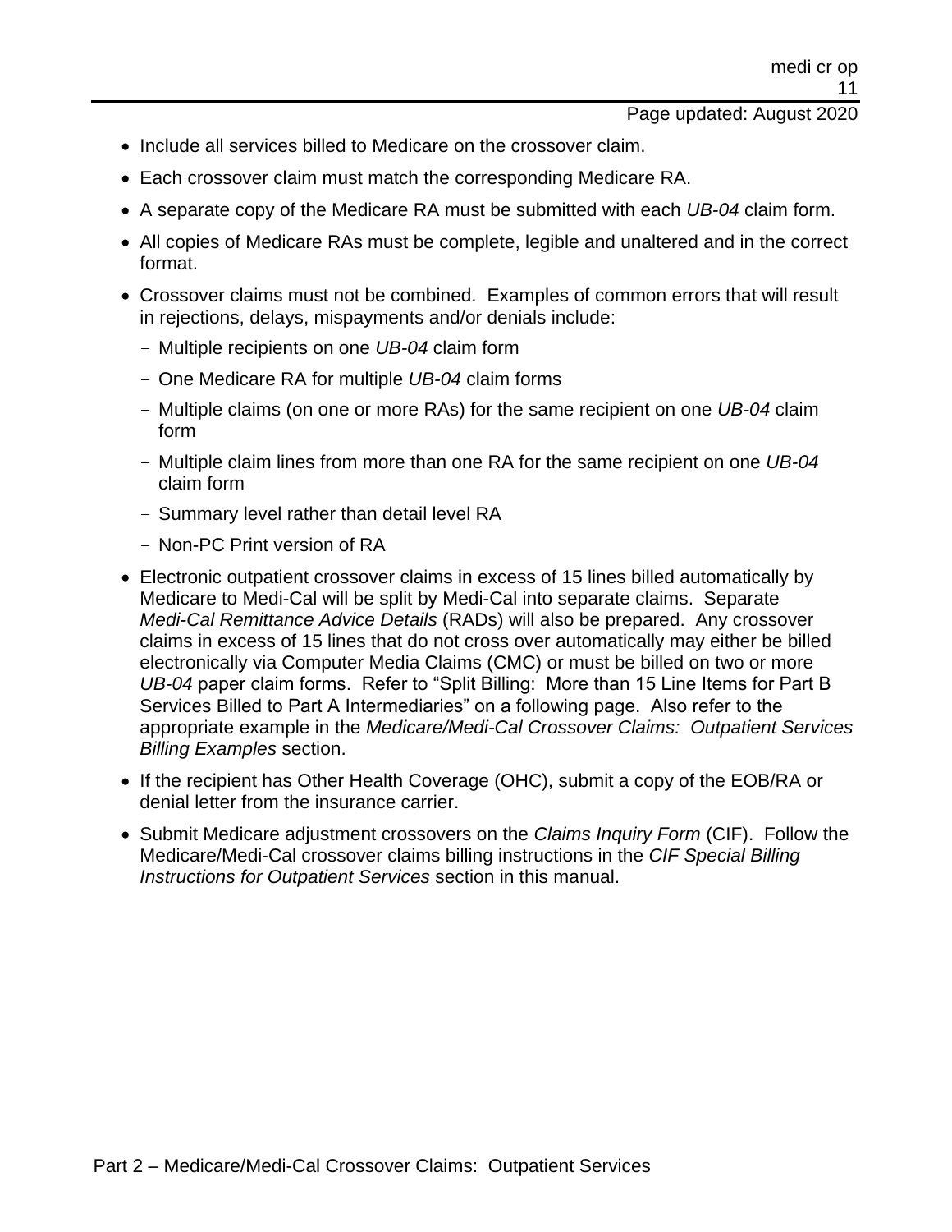- Include all services billed to Medicare on the crossover claim.
- Each crossover claim must match the corresponding Medicare RA.
- A separate copy of the Medicare RA must be submitted with each *UB-04* claim form.
- All copies of Medicare RAs must be complete, legible and unaltered and in the correct format.
- Crossover claims must not be combined. Examples of common errors that will result in rejections, delays, mispayments and/or denials include:
  - Multiple recipients on one *UB-04* claim form
  - One Medicare RA for multiple *UB-04* claim forms
  - Multiple claims (on one or more RAs) for the same recipient on one *UB-04* claim form
  - Multiple claim lines from more than one RA for the same recipient on one *UB-04* claim form
  - Summary level rather than detail level RA
  - Non-PC Print version of RA
- Electronic outpatient crossover claims in excess of 15 lines billed automatically by Medicare to Medi-Cal will be split by Medi-Cal into separate claims. Separate *Medi-Cal Remittance Advice Details* (RADs) will also be prepared. Any crossover claims in excess of 15 lines that do not cross over automatically may either be billed electronically via Computer Media Claims (CMC) or must be billed on two or more *UB-04* paper claim forms. Refer to "Split Billing: More than 15 Line Items for Part B Services Billed to Part A Intermediaries" on a following page. Also refer to the appropriate example in the *Medicare/Medi-Cal Crossover Claims: Outpatient Services Billing Examples* section.
- If the recipient has Other Health Coverage (OHC), submit a copy of the EOB/RA or denial letter from the insurance carrier.
- Submit Medicare adjustment crossovers on the *Claims Inquiry Form* (CIF). Follow the Medicare/Medi-Cal crossover claims billing instructions in the *CIF Special Billing Instructions for Outpatient Services* section in this manual.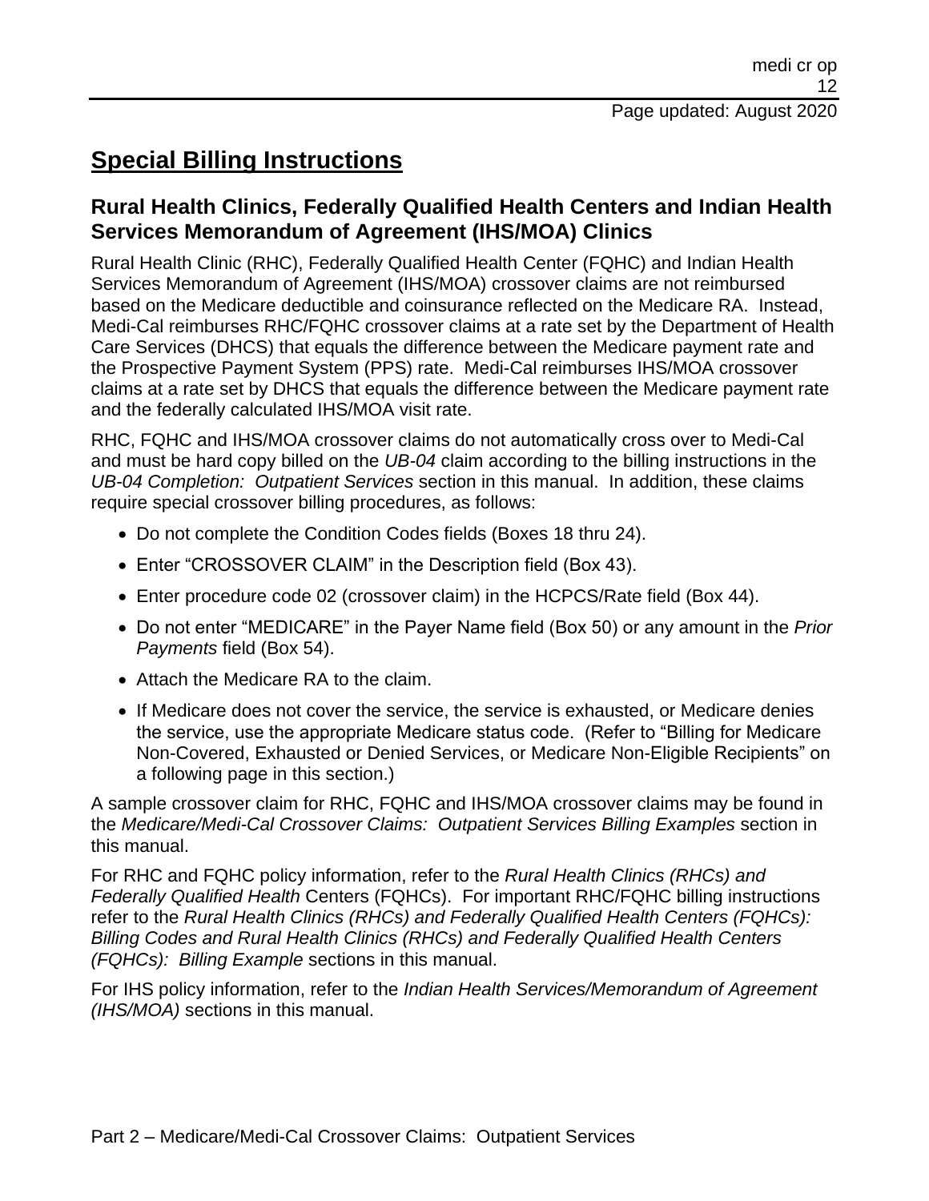# Special Billing Instructions

## Rural Health Clinics, Federally Qualified Health Centers and Indian Health Services Memorandum of Agreement (IHS/MOA) Clinics

Rural Health Clinic (RHC), Federally Qualified Health Center (FQHC) and Indian Health Services Memorandum of Agreement (IHS/MOA) crossover claims are not reimbursed based on the Medicare deductible and coinsurance reflected on the Medicare RA. Instead, Medi-Cal reimburses RHC/FQHC crossover claims at a rate set by the Department of Health Care Services (DHCS) that equals the difference between the Medicare payment rate and the Prospective Payment System (PPS) rate. Medi-Cal reimburses IHS/MOA crossover claims at a rate set by DHCS that equals the difference between the Medicare payment rate and the federally calculated IHS/MOA visit rate.

RHC, FQHC and IHS/MOA crossover claims do not automatically cross over to Medi-Cal and must be hard copy billed on the *UB-04* claim according to the billing instructions in the *UB-04 Completion: Outpatient Services* section in this manual. In addition, these claims require special crossover billing procedures, as follows:

- Do not complete the Condition Codes fields (Boxes 18 thru 24).
- Enter "CROSSOVER CLAIM" in the Description field (Box 43).
- Enter procedure code 02 (crossover claim) in the HCPCS/Rate field (Box 44).
- Do not enter "MEDICARE" in the Payer Name field (Box 50) or any amount in the *Prior Payments* field (Box 54).
- Attach the Medicare RA to the claim.
- If Medicare does not cover the service, the service is exhausted, or Medicare denies the service, use the appropriate Medicare status code. (Refer to "Billing for Medicare Non-Covered, Exhausted or Denied Services, or Medicare Non-Eligible Recipients" on a following page in this section.)

A sample crossover claim for RHC, FQHC and IHS/MOA crossover claims may be found in the *Medicare/Medi-Cal Crossover Claims: Outpatient Services Billing Examples* section in this manual.

For RHC and FQHC policy information, refer to the *Rural Health Clinics (RHCs) and Federally Qualified Health* Centers (FQHCs). For important RHC/FQHC billing instructions refer to the *Rural Health Clinics (RHCs) and Federally Qualified Health Centers (FQHCs): Billing Codes and Rural Health Clinics (RHCs) and Federally Qualified Health Centers (FQHCs): Billing Example* sections in this manual.

For IHS policy information, refer to the *Indian Health Services/Memorandum of Agreement (IHS/MOA)* sections in this manual.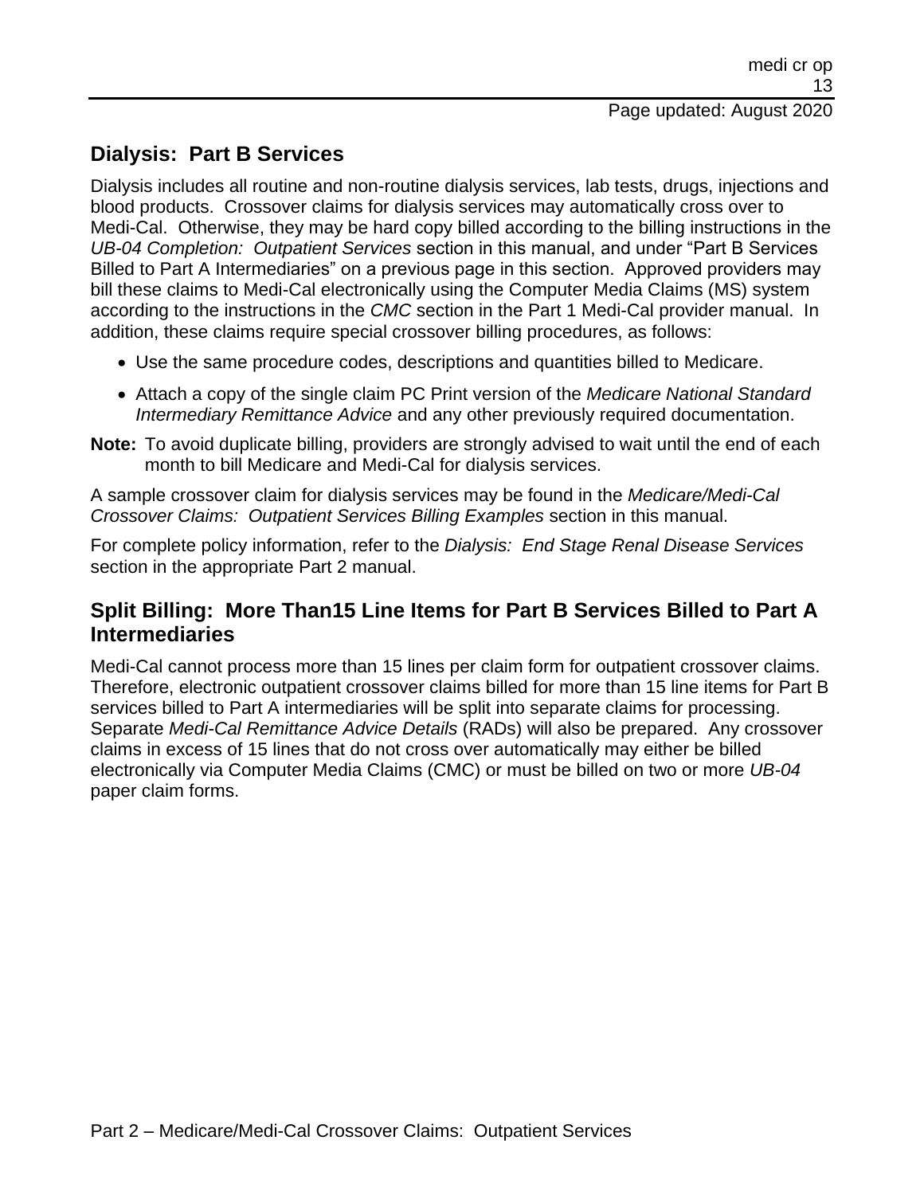## Dialysis: Part B Services

Dialysis includes all routine and non-routine dialysis services, lab tests, drugs, injections and blood products. Crossover claims for dialysis services may automatically cross over to Medi-Cal. Otherwise, they may be hard copy billed according to the billing instructions in the *UB-04 Completion: Outpatient Services* section in this manual, and under "Part B Services Billed to Part A Intermediaries" on a previous page in this section. Approved providers may bill these claims to Medi-Cal electronically using the Computer Media Claims (MS) system according to the instructions in the *CMC* section in the Part 1 Medi-Cal provider manual. In addition, these claims require special crossover billing procedures, as follows:

- Use the same procedure codes, descriptions and quantities billed to Medicare.
- Attach a copy of the single claim PC Print version of the *Medicare National Standard Intermediary Remittance Advice* and any other previously required documentation.

**Note:** To avoid duplicate billing, providers are strongly advised to wait until the end of each month to bill Medicare and Medi-Cal for dialysis services.

A sample crossover claim for dialysis services may be found in the *Medicare/Medi-Cal Crossover Claims: Outpatient Services Billing Examples* section in this manual.

For complete policy information, refer to the *Dialysis: End Stage Renal Disease Services* section in the appropriate Part 2 manual.

## Split Billing: More Than15 Line Items for Part B Services Billed to Part A Intermediaries

Medi-Cal cannot process more than 15 lines per claim form for outpatient crossover claims. Therefore, electronic outpatient crossover claims billed for more than 15 line items for Part B services billed to Part A intermediaries will be split into separate claims for processing. Separate *Medi-Cal Remittance Advice Details* (RADs) will also be prepared. Any crossover claims in excess of 15 lines that do not cross over automatically may either be billed electronically via Computer Media Claims (CMC) or must be billed on two or more *UB-04* paper claim forms.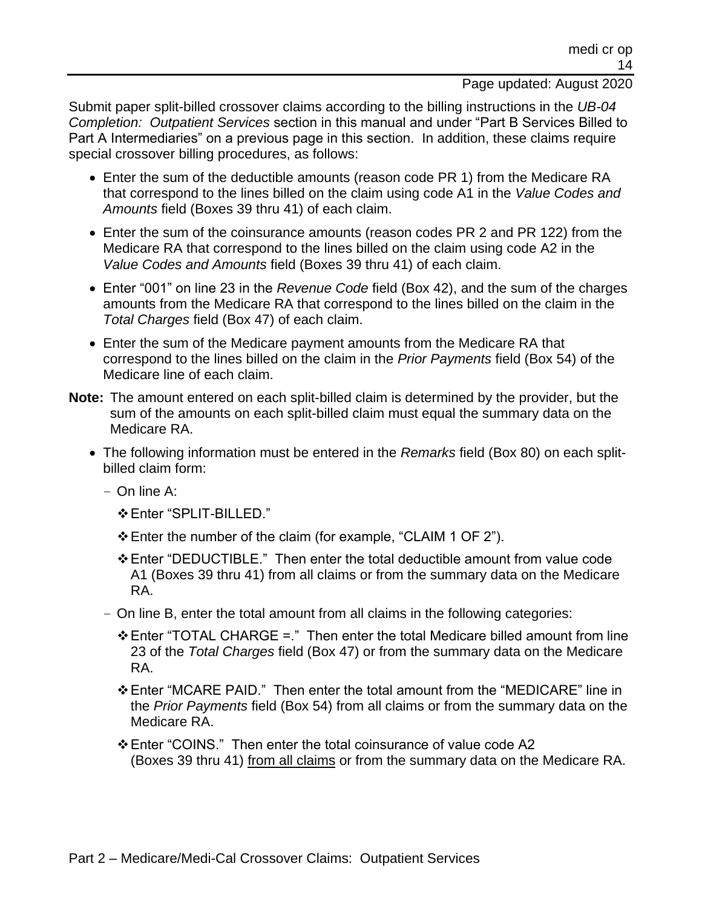Submit paper split-billed crossover claims according to the billing instructions in the *UB-04 Completion: Outpatient Services* section in this manual and under "Part B Services Billed to Part A Intermediaries" on a previous page in this section. In addition, these claims require special crossover billing procedures, as follows:

- Enter the sum of the deductible amounts (reason code PR 1) from the Medicare RA that correspond to the lines billed on the claim using code A1 in the *Value Codes and Amounts* field (Boxes 39 thru 41) of each claim.
- Enter the sum of the coinsurance amounts (reason codes PR 2 and PR 122) from the Medicare RA that correspond to the lines billed on the claim using code A2 in the *Value Codes and Amounts* field (Boxes 39 thru 41) of each claim.
- Enter "001" on line 23 in the *Revenue Code* field (Box 42), and the sum of the charges amounts from the Medicare RA that correspond to the lines billed on the claim in the *Total Charges* field (Box 47) of each claim.
- Enter the sum of the Medicare payment amounts from the Medicare RA that correspond to the lines billed on the claim in the *Prior Payments* field (Box 54) of the Medicare line of each claim.

**Note:** The amount entered on each split-billed claim is determined by the provider, but the sum of the amounts on each split-billed claim must equal the summary data on the Medicare RA.

- The following information must be entered in the *Remarks* field (Box 80) on each split-billed claim form:
  - On line A:
    - ❖ Enter "SPLIT-BILLED."
    - ❖ Enter the number of the claim (for example, "CLAIM 1 OF 2").
    - ❖ Enter "DEDUCTIBLE." Then enter the total deductible amount from value code A1 (Boxes 39 thru 41) from all claims or from the summary data on the Medicare RA.
  - On line B, enter the total amount from all claims in the following categories:
    - ❖ Enter "TOTAL CHARGE =." Then enter the total Medicare billed amount from line 23 of the *Total Charges* field (Box 47) or from the summary data on the Medicare RA.
    - ❖ Enter "MCARE PAID." Then enter the total amount from the "MEDICARE" line in the *Prior Payments* field (Box 54) from all claims or from the summary data on the Medicare RA.
    - ❖ Enter "COINS." Then enter the total coinsurance of value code A2 (Boxes 39 thru 41) <u>from all claims</u> or from the summary data on the Medicare RA.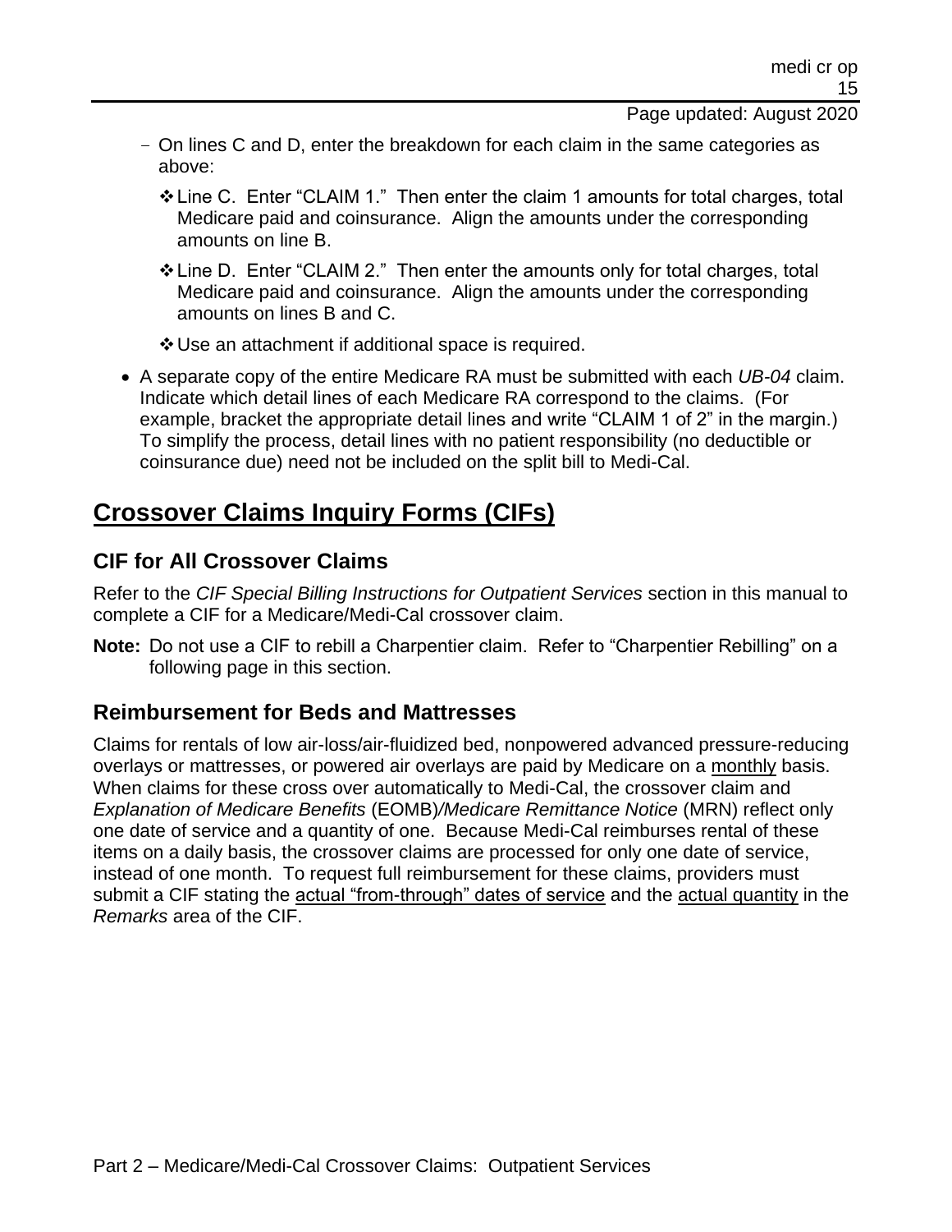- On lines C and D, enter the breakdown for each claim in the same categories as above:
  - Line C. Enter "CLAIM 1." Then enter the claim 1 amounts for total charges, total Medicare paid and coinsurance. Align the amounts under the corresponding amounts on line B.
  - Line D. Enter "CLAIM 2." Then enter the amounts only for total charges, total Medicare paid and coinsurance. Align the amounts under the corresponding amounts on lines B and C.
  - Use an attachment if additional space is required.

- A separate copy of the entire Medicare RA must be submitted with each *UB-04* claim. Indicate which detail lines of each Medicare RA correspond to the claims. (For example, bracket the appropriate detail lines and write "CLAIM 1 of 2" in the margin.) To simplify the process, detail lines with no patient responsibility (no deductible or coinsurance due) need not be included on the split bill to Medi-Cal.

# Crossover Claims Inquiry Forms (CIFs)

## CIF for All Crossover Claims

Refer to the *CIF Special Billing Instructions for Outpatient Services* section in this manual to complete a CIF for a Medicare/Medi-Cal crossover claim.

**Note:** Do not use a CIF to rebill a Charpentier claim. Refer to "Charpentier Rebilling" on a following page in this section.

## Reimbursement for Beds and Mattresses

Claims for rentals of low air-loss/air-fluidized bed, nonpowered advanced pressure-reducing overlays or mattresses, or powered air overlays are paid by Medicare on a monthly basis. When claims for these cross over automatically to Medi-Cal, the crossover claim and *Explanation of Medicare Benefits* (EOMB)*/Medicare Remittance Notice* (MRN) reflect only one date of service and a quantity of one. Because Medi-Cal reimburses rental of these items on a daily basis, the crossover claims are processed for only one date of service, instead of one month. To request full reimbursement for these claims, providers must submit a CIF stating the actual "from-through" dates of service and the actual quantity in the *Remarks* area of the CIF.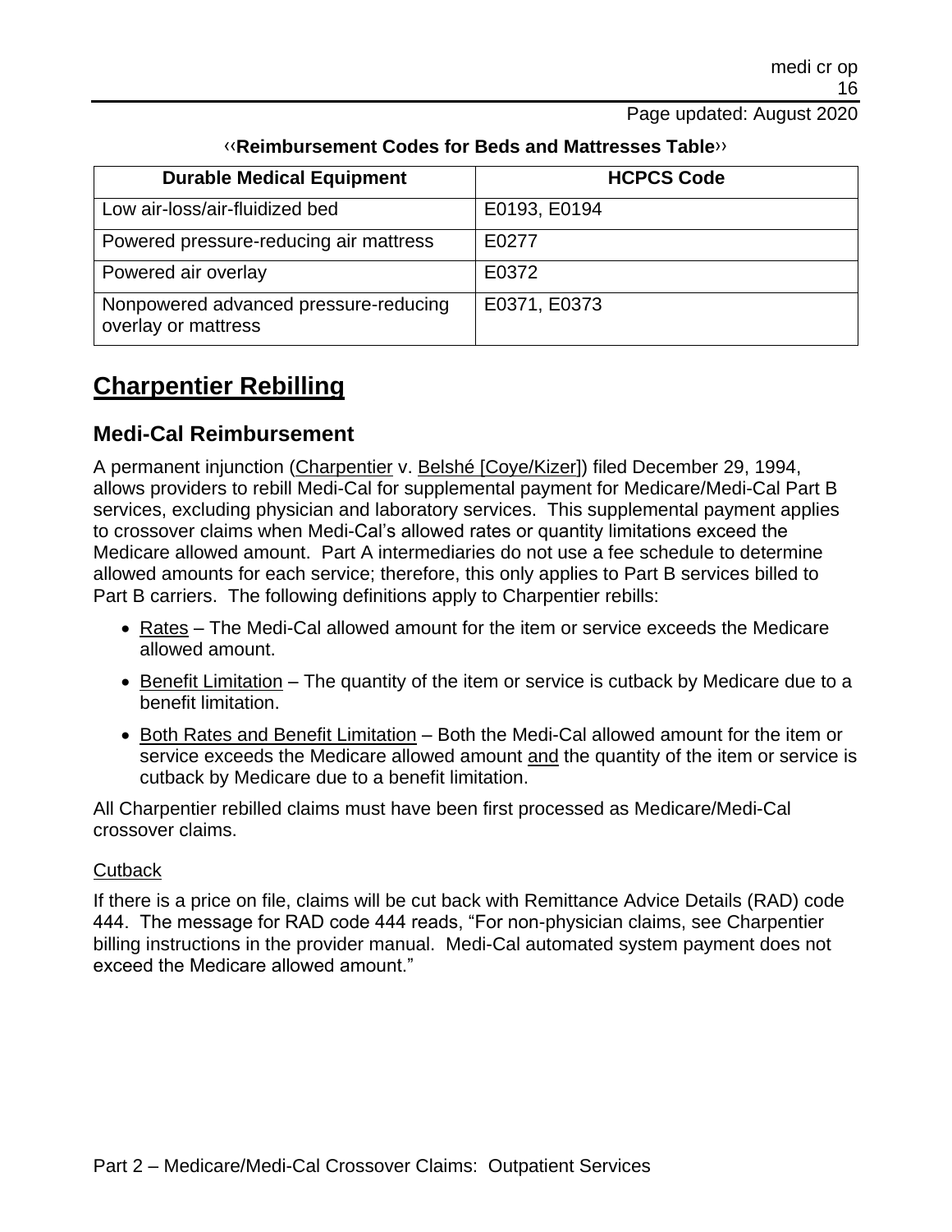‹‹**Reimbursement Codes for Beds and Mattresses Table**››

| Durable Medical Equipment | HCPCS Code |
|---|---|
| Low air-loss/air-fluidized bed | E0193, E0194 |
| Powered pressure-reducing air mattress | E0277 |
| Powered air overlay | E0372 |
| Nonpowered advanced pressure-reducing overlay or mattress | E0371, E0373 |

# Charpentier Rebilling

## Medi-Cal Reimbursement

A permanent injunction (Charpentier v. Belshé [Coye/Kizer]) filed December 29, 1994, allows providers to rebill Medi-Cal for supplemental payment for Medicare/Medi-Cal Part B services, excluding physician and laboratory services. This supplemental payment applies to crossover claims when Medi-Cal's allowed rates or quantity limitations exceed the Medicare allowed amount. Part A intermediaries do not use a fee schedule to determine allowed amounts for each service; therefore, this only applies to Part B services billed to Part B carriers. The following definitions apply to Charpentier rebills:

- Rates – The Medi-Cal allowed amount for the item or service exceeds the Medicare allowed amount.
- Benefit Limitation – The quantity of the item or service is cutback by Medicare due to a benefit limitation.
- Both Rates and Benefit Limitation – Both the Medi-Cal allowed amount for the item or service exceeds the Medicare allowed amount and the quantity of the item or service is cutback by Medicare due to a benefit limitation.

All Charpentier rebilled claims must have been first processed as Medicare/Medi-Cal crossover claims.

### Cutback

If there is a price on file, claims will be cut back with Remittance Advice Details (RAD) code 444. The message for RAD code 444 reads, "For non-physician claims, see Charpentier billing instructions in the provider manual. Medi-Cal automated system payment does not exceed the Medicare allowed amount."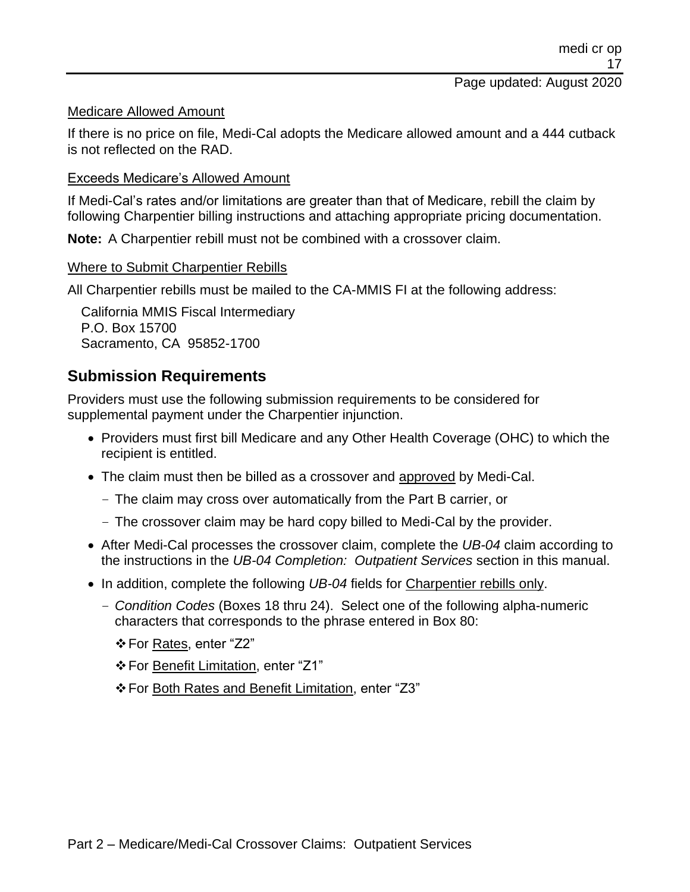Medicare Allowed Amount

If there is no price on file, Medi-Cal adopts the Medicare allowed amount and a 444 cutback is not reflected on the RAD.

Exceeds Medicare's Allowed Amount

If Medi-Cal's rates and/or limitations are greater than that of Medicare, rebill the claim by following Charpentier billing instructions and attaching appropriate pricing documentation.

**Note:** A Charpentier rebill must not be combined with a crossover claim.

Where to Submit Charpentier Rebills

All Charpentier rebills must be mailed to the CA-MMIS FI at the following address:

California MMIS Fiscal Intermediary
P.O. Box 15700
Sacramento, CA 95852-1700

## Submission Requirements

Providers must use the following submission requirements to be considered for supplemental payment under the Charpentier injunction.

- Providers must first bill Medicare and any Other Health Coverage (OHC) to which the recipient is entitled.
- The claim must then be billed as a crossover and approved by Medi-Cal.
  - The claim may cross over automatically from the Part B carrier, or
  - The crossover claim may be hard copy billed to Medi-Cal by the provider.
- After Medi-Cal processes the crossover claim, complete the *UB-04* claim according to the instructions in the *UB-04 Completion: Outpatient Services* section in this manual.
- In addition, complete the following *UB-04* fields for Charpentier rebills only.
  - *Condition Codes* (Boxes 18 thru 24). Select one of the following alpha-numeric characters that corresponds to the phrase entered in Box 80:
    - For Rates, enter "Z2"
    - For Benefit Limitation, enter "Z1"
    - For Both Rates and Benefit Limitation, enter "Z3"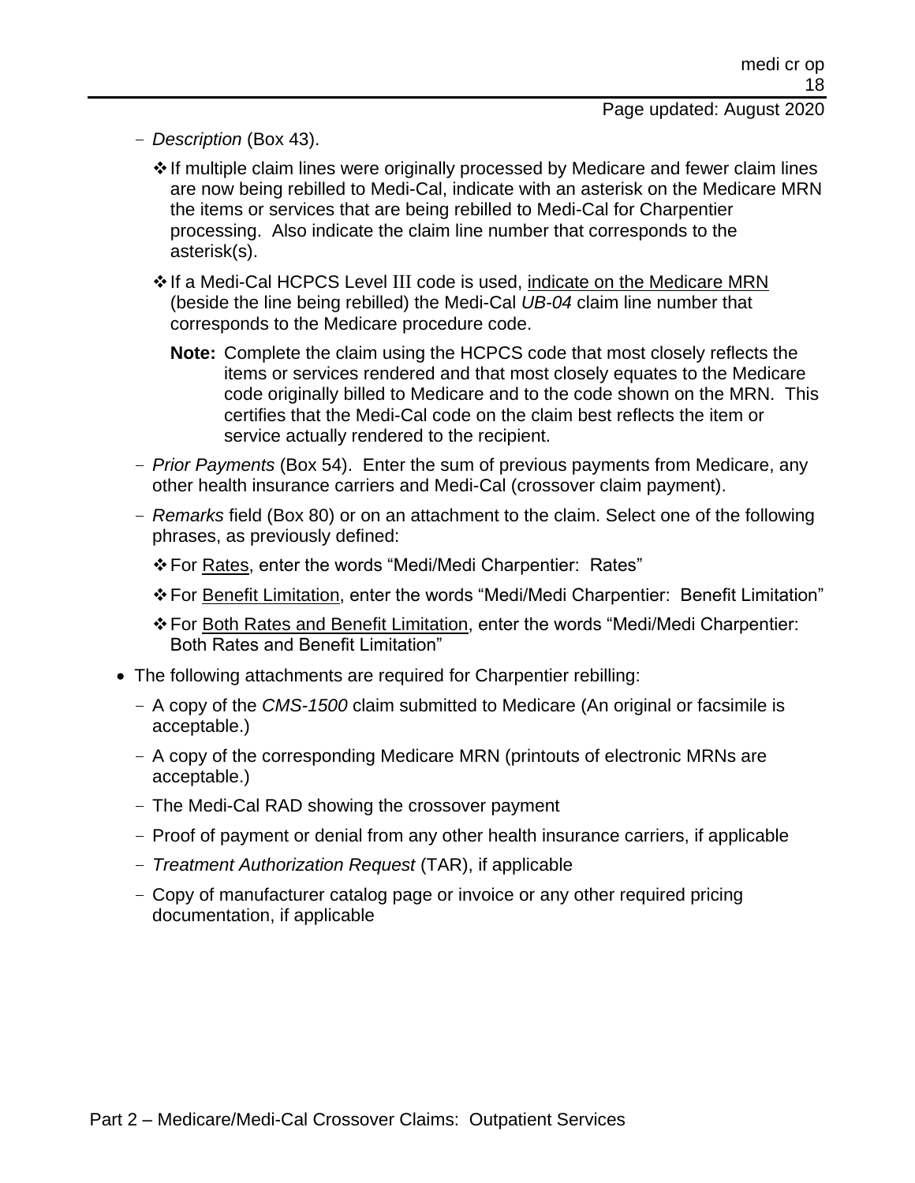- *Description* (Box 43).
  - ❖ If multiple claim lines were originally processed by Medicare and fewer claim lines are now being rebilled to Medi-Cal, indicate with an asterisk on the Medicare MRN the items or services that are being rebilled to Medi-Cal for Charpentier processing. Also indicate the claim line number that corresponds to the asterisk(s).
  - ❖ If a Medi-Cal HCPCS Level III code is used, indicate on the Medicare MRN (beside the line being rebilled) the Medi-Cal *UB-04* claim line number that corresponds to the Medicare procedure code.

    **Note:** Complete the claim using the HCPCS code that most closely reflects the items or services rendered and that most closely equates to the Medicare code originally billed to Medicare and to the code shown on the MRN. This certifies that the Medi-Cal code on the claim best reflects the item or service actually rendered to the recipient.
- *Prior Payments* (Box 54). Enter the sum of previous payments from Medicare, any other health insurance carriers and Medi-Cal (crossover claim payment).
- *Remarks* field (Box 80) or on an attachment to the claim. Select one of the following phrases, as previously defined:
  - ❖ For Rates, enter the words "Medi/Medi Charpentier: Rates"
  - ❖ For Benefit Limitation, enter the words "Medi/Medi Charpentier: Benefit Limitation"
  - ❖ For Both Rates and Benefit Limitation, enter the words "Medi/Medi Charpentier: Both Rates and Benefit Limitation"

- The following attachments are required for Charpentier rebilling:
  - A copy of the *CMS-1500* claim submitted to Medicare (An original or facsimile is acceptable.)
  - A copy of the corresponding Medicare MRN (printouts of electronic MRNs are acceptable.)
  - The Medi-Cal RAD showing the crossover payment
  - Proof of payment or denial from any other health insurance carriers, if applicable
  - *Treatment Authorization Request* (TAR), if applicable
  - Copy of manufacturer catalog page or invoice or any other required pricing documentation, if applicable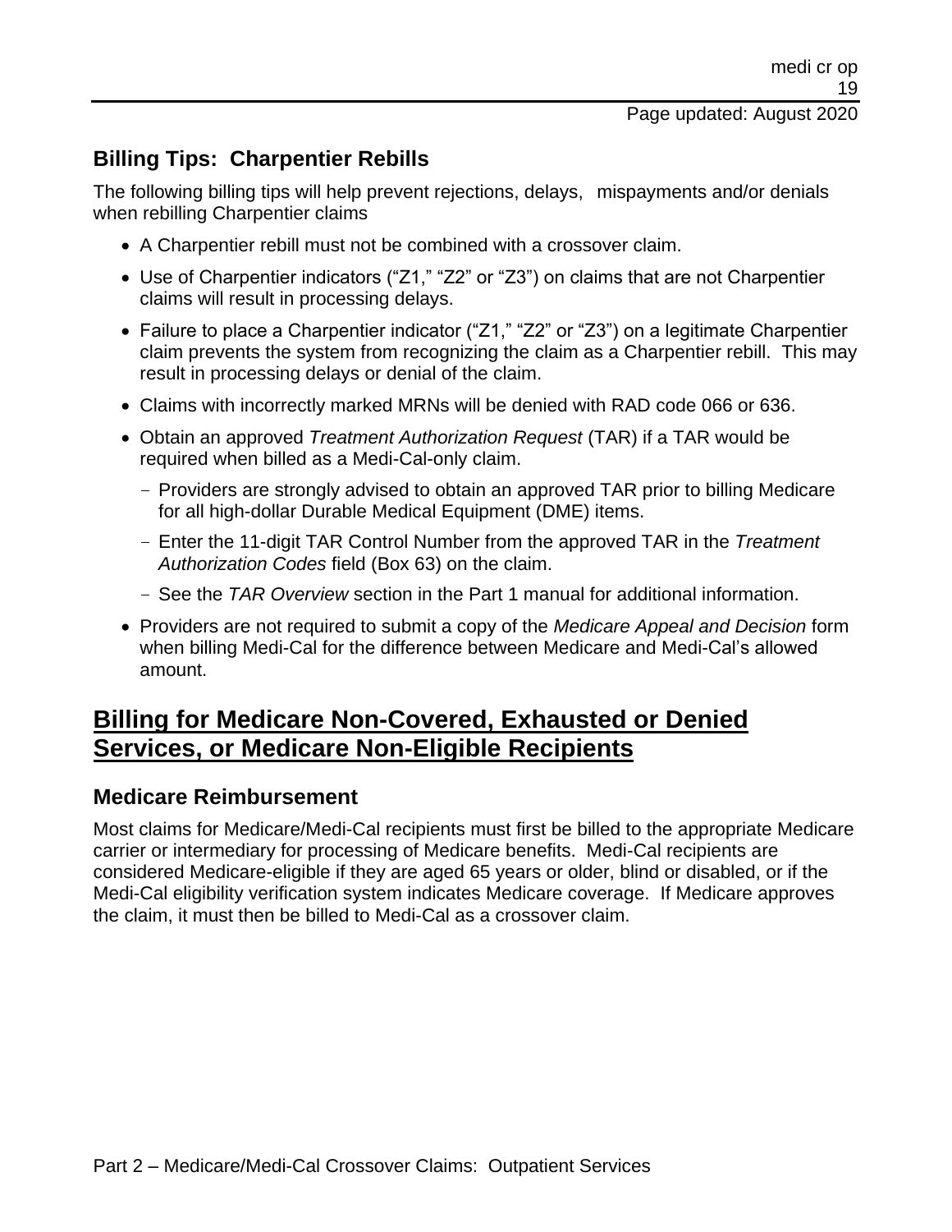## Billing Tips: Charpentier Rebills

The following billing tips will help prevent rejections, delays, mispayments and/or denials when rebilling Charpentier claims

- A Charpentier rebill must not be combined with a crossover claim.
- Use of Charpentier indicators ("Z1," "Z2" or "Z3") on claims that are not Charpentier claims will result in processing delays.
- Failure to place a Charpentier indicator ("Z1," "Z2" or "Z3") on a legitimate Charpentier claim prevents the system from recognizing the claim as a Charpentier rebill. This may result in processing delays or denial of the claim.
- Claims with incorrectly marked MRNs will be denied with RAD code 066 or 636.
- Obtain an approved *Treatment Authorization Request* (TAR) if a TAR would be required when billed as a Medi-Cal-only claim.
  - Providers are strongly advised to obtain an approved TAR prior to billing Medicare for all high-dollar Durable Medical Equipment (DME) items.
  - Enter the 11-digit TAR Control Number from the approved TAR in the *Treatment Authorization Codes* field (Box 63) on the claim.
  - See the *TAR Overview* section in the Part 1 manual for additional information.
- Providers are not required to submit a copy of the *Medicare Appeal and Decision* form when billing Medi-Cal for the difference between Medicare and Medi-Cal's allowed amount.

# Billing for Medicare Non-Covered, Exhausted or Denied Services, or Medicare Non-Eligible Recipients

## Medicare Reimbursement

Most claims for Medicare/Medi-Cal recipients must first be billed to the appropriate Medicare carrier or intermediary for processing of Medicare benefits. Medi-Cal recipients are considered Medicare-eligible if they are aged 65 years or older, blind or disabled, or if the Medi-Cal eligibility verification system indicates Medicare coverage. If Medicare approves the claim, it must then be billed to Medi-Cal as a crossover claim.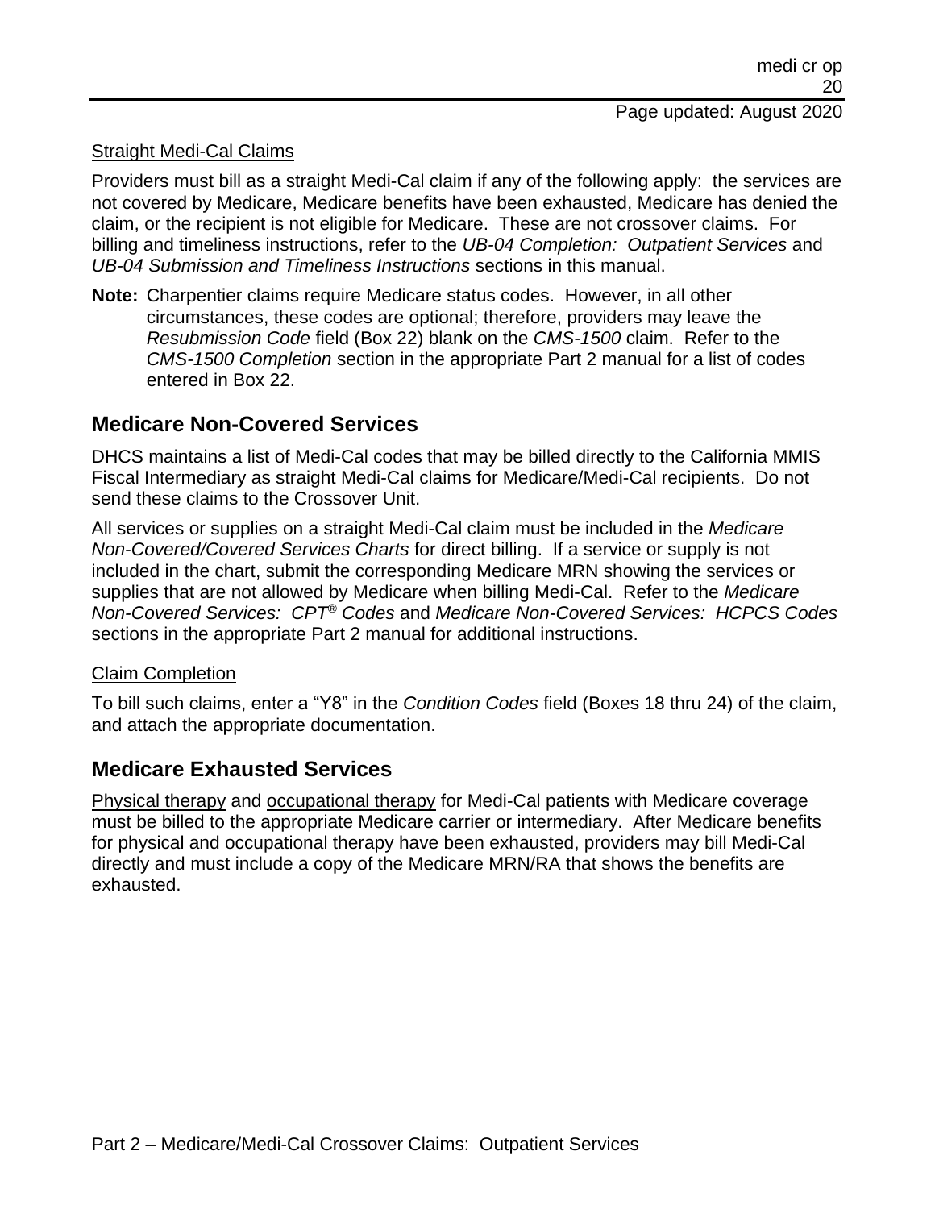Straight Medi-Cal Claims

Providers must bill as a straight Medi-Cal claim if any of the following apply: the services are not covered by Medicare, Medicare benefits have been exhausted, Medicare has denied the claim, or the recipient is not eligible for Medicare. These are not crossover claims. For billing and timeliness instructions, refer to the *UB-04 Completion: Outpatient Services* and *UB-04 Submission and Timeliness Instructions* sections in this manual.

**Note:** Charpentier claims require Medicare status codes. However, in all other circumstances, these codes are optional; therefore, providers may leave the *Resubmission Code* field (Box 22) blank on the *CMS-1500* claim. Refer to the *CMS-1500 Completion* section in the appropriate Part 2 manual for a list of codes entered in Box 22.

## Medicare Non-Covered Services

DHCS maintains a list of Medi-Cal codes that may be billed directly to the California MMIS Fiscal Intermediary as straight Medi-Cal claims for Medicare/Medi-Cal recipients. Do not send these claims to the Crossover Unit.

All services or supplies on a straight Medi-Cal claim must be included in the *Medicare Non-Covered/Covered Services Charts* for direct billing. If a service or supply is not included in the chart, submit the corresponding Medicare MRN showing the services or supplies that are not allowed by Medicare when billing Medi-Cal. Refer to the *Medicare Non-Covered Services: CPT® Codes* and *Medicare Non-Covered Services: HCPCS Codes* sections in the appropriate Part 2 manual for additional instructions.

Claim Completion

To bill such claims, enter a "Y8" in the *Condition Codes* field (Boxes 18 thru 24) of the claim, and attach the appropriate documentation.

## Medicare Exhausted Services

Physical therapy and occupational therapy for Medi-Cal patients with Medicare coverage must be billed to the appropriate Medicare carrier or intermediary. After Medicare benefits for physical and occupational therapy have been exhausted, providers may bill Medi-Cal directly and must include a copy of the Medicare MRN/RA that shows the benefits are exhausted.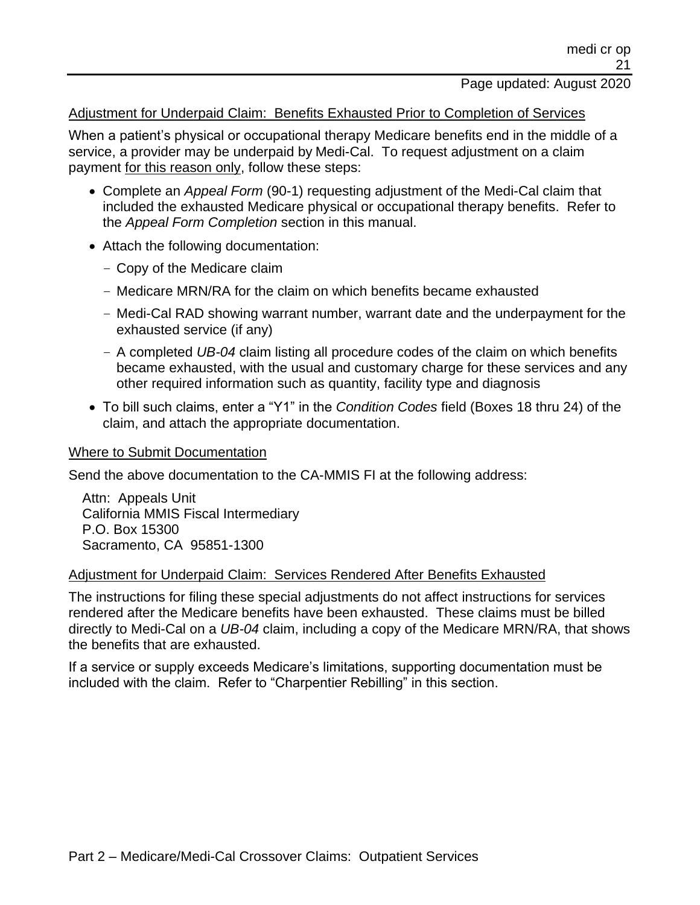## Adjustment for Underpaid Claim: Benefits Exhausted Prior to Completion of Services

When a patient's physical or occupational therapy Medicare benefits end in the middle of a service, a provider may be underpaid by Medi-Cal. To request adjustment on a claim payment for this reason only, follow these steps:

- Complete an *Appeal Form* (90-1) requesting adjustment of the Medi-Cal claim that included the exhausted Medicare physical or occupational therapy benefits. Refer to the *Appeal Form Completion* section in this manual.
- Attach the following documentation:
  - Copy of the Medicare claim
  - Medicare MRN/RA for the claim on which benefits became exhausted
  - Medi-Cal RAD showing warrant number, warrant date and the underpayment for the exhausted service (if any)
  - A completed *UB-04* claim listing all procedure codes of the claim on which benefits became exhausted, with the usual and customary charge for these services and any other required information such as quantity, facility type and diagnosis
- To bill such claims, enter a "Y1" in the *Condition Codes* field (Boxes 18 thru 24) of the claim, and attach the appropriate documentation.

## Where to Submit Documentation

Send the above documentation to the CA-MMIS FI at the following address:

Attn: Appeals Unit
California MMIS Fiscal Intermediary
P.O. Box 15300
Sacramento, CA 95851-1300

## Adjustment for Underpaid Claim: Services Rendered After Benefits Exhausted

The instructions for filing these special adjustments do not affect instructions for services rendered after the Medicare benefits have been exhausted. These claims must be billed directly to Medi-Cal on a *UB-04* claim, including a copy of the Medicare MRN/RA, that shows the benefits that are exhausted.

If a service or supply exceeds Medicare's limitations, supporting documentation must be included with the claim. Refer to "Charpentier Rebilling" in this section.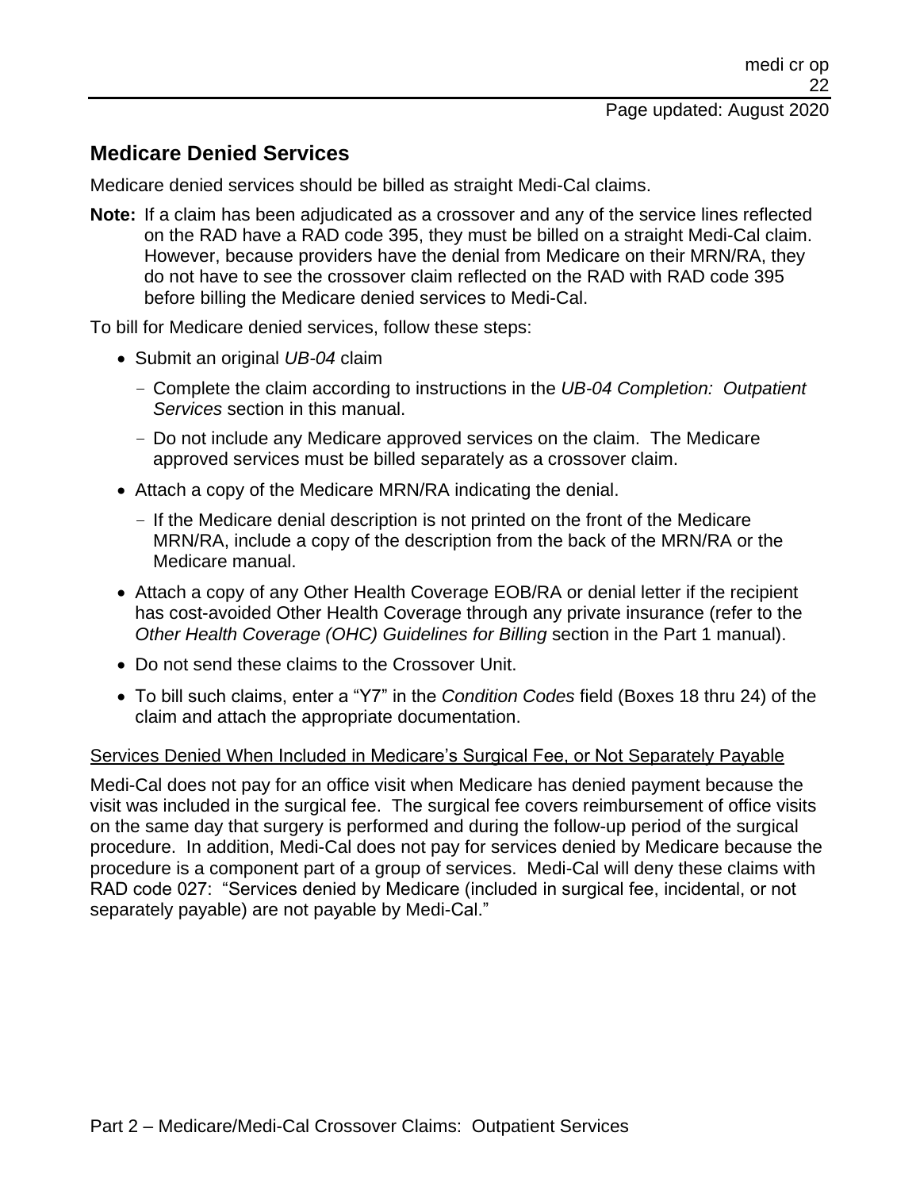## Medicare Denied Services

Medicare denied services should be billed as straight Medi-Cal claims.

**Note:** If a claim has been adjudicated as a crossover and any of the service lines reflected on the RAD have a RAD code 395, they must be billed on a straight Medi-Cal claim. However, because providers have the denial from Medicare on their MRN/RA, they do not have to see the crossover claim reflected on the RAD with RAD code 395 before billing the Medicare denied services to Medi-Cal.

To bill for Medicare denied services, follow these steps:

- Submit an original *UB-04* claim
  - Complete the claim according to instructions in the *UB-04 Completion: Outpatient Services* section in this manual.
  - Do not include any Medicare approved services on the claim. The Medicare approved services must be billed separately as a crossover claim.
- Attach a copy of the Medicare MRN/RA indicating the denial.
  - If the Medicare denial description is not printed on the front of the Medicare MRN/RA, include a copy of the description from the back of the MRN/RA or the Medicare manual.
- Attach a copy of any Other Health Coverage EOB/RA or denial letter if the recipient has cost-avoided Other Health Coverage through any private insurance (refer to the *Other Health Coverage (OHC) Guidelines for Billing* section in the Part 1 manual).
- Do not send these claims to the Crossover Unit.
- To bill such claims, enter a "Y7" in the *Condition Codes* field (Boxes 18 thru 24) of the claim and attach the appropriate documentation.

<u>Services Denied When Included in Medicare's Surgical Fee, or Not Separately Payable</u>

Medi-Cal does not pay for an office visit when Medicare has denied payment because the visit was included in the surgical fee. The surgical fee covers reimbursement of office visits on the same day that surgery is performed and during the follow-up period of the surgical procedure. In addition, Medi-Cal does not pay for services denied by Medicare because the procedure is a component part of a group of services. Medi-Cal will deny these claims with RAD code 027: "Services denied by Medicare (included in surgical fee, incidental, or not separately payable) are not payable by Medi-Cal."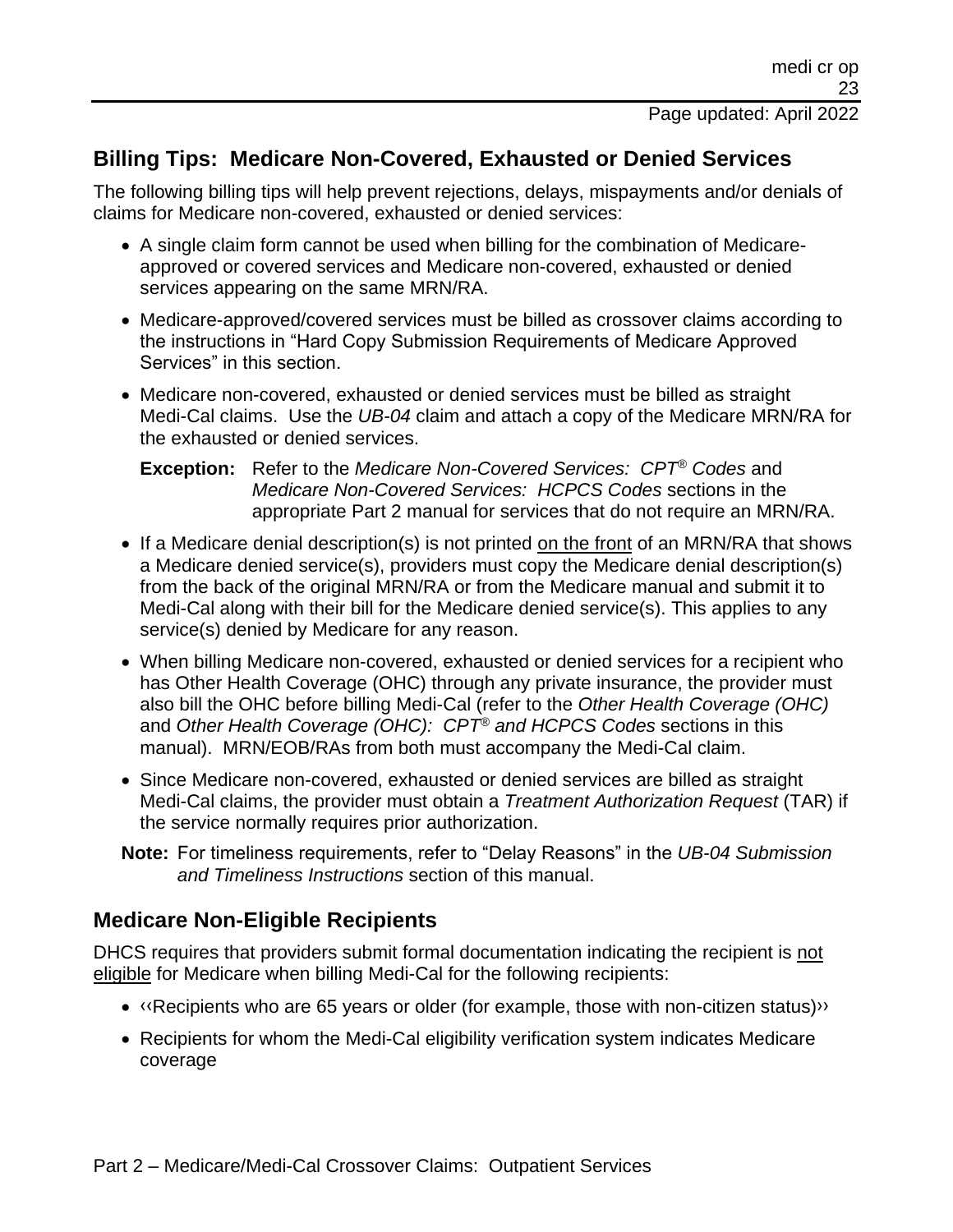## Billing Tips: Medicare Non-Covered, Exhausted or Denied Services

The following billing tips will help prevent rejections, delays, mispayments and/or denials of claims for Medicare non-covered, exhausted or denied services:

- A single claim form cannot be used when billing for the combination of Medicare-approved or covered services and Medicare non-covered, exhausted or denied services appearing on the same MRN/RA.
- Medicare-approved/covered services must be billed as crossover claims according to the instructions in "Hard Copy Submission Requirements of Medicare Approved Services" in this section.
- Medicare non-covered, exhausted or denied services must be billed as straight Medi-Cal claims. Use the *UB-04* claim and attach a copy of the Medicare MRN/RA for the exhausted or denied services.

  **Exception:** Refer to the *Medicare Non-Covered Services: CPT® Codes* and *Medicare Non-Covered Services: HCPCS Codes* sections in the appropriate Part 2 manual for services that do not require an MRN/RA.

- If a Medicare denial description(s) is not printed on the front of an MRN/RA that shows a Medicare denied service(s), providers must copy the Medicare denial description(s) from the back of the original MRN/RA or from the Medicare manual and submit it to Medi-Cal along with their bill for the Medicare denied service(s). This applies to any service(s) denied by Medicare for any reason.
- When billing Medicare non-covered, exhausted or denied services for a recipient who has Other Health Coverage (OHC) through any private insurance, the provider must also bill the OHC before billing Medi-Cal (refer to the *Other Health Coverage (OHC)* and *Other Health Coverage (OHC): CPT® and HCPCS Codes* sections in this manual). MRN/EOB/RAs from both must accompany the Medi-Cal claim.
- Since Medicare non-covered, exhausted or denied services are billed as straight Medi-Cal claims, the provider must obtain a *Treatment Authorization Request* (TAR) if the service normally requires prior authorization.

**Note:** For timeliness requirements, refer to "Delay Reasons" in the *UB-04 Submission and Timeliness Instructions* section of this manual.

## Medicare Non-Eligible Recipients

DHCS requires that providers submit formal documentation indicating the recipient is not eligible for Medicare when billing Medi-Cal for the following recipients:

- ‹‹Recipients who are 65 years or older (for example, those with non-citizen status)››
- Recipients for whom the Medi-Cal eligibility verification system indicates Medicare coverage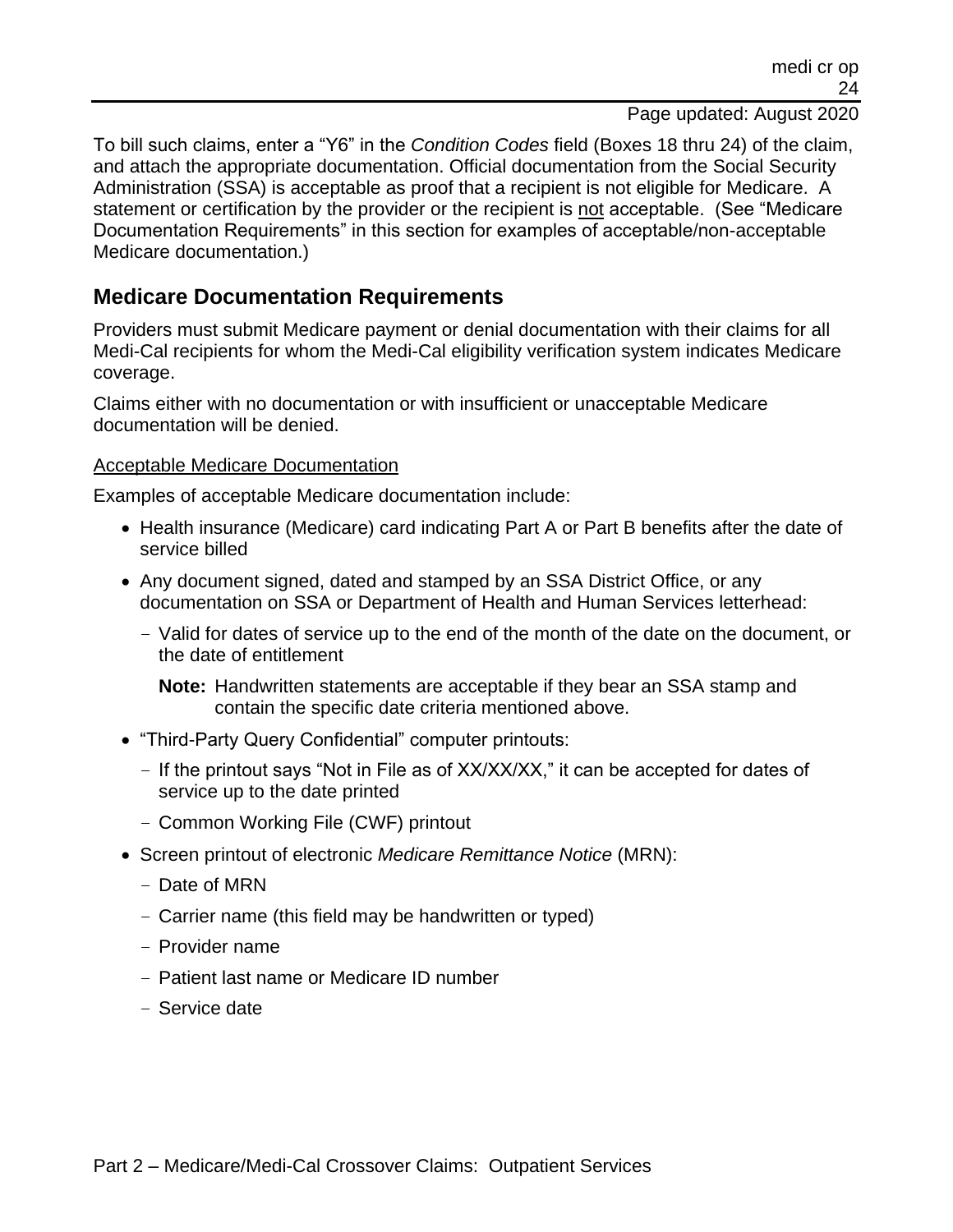To bill such claims, enter a "Y6" in the *Condition Codes* field (Boxes 18 thru 24) of the claim, and attach the appropriate documentation. Official documentation from the Social Security Administration (SSA) is acceptable as proof that a recipient is not eligible for Medicare. A statement or certification by the provider or the recipient is not acceptable. (See "Medicare Documentation Requirements" in this section for examples of acceptable/non-acceptable Medicare documentation.)

## Medicare Documentation Requirements

Providers must submit Medicare payment or denial documentation with their claims for all Medi-Cal recipients for whom the Medi-Cal eligibility verification system indicates Medicare coverage.

Claims either with no documentation or with insufficient or unacceptable Medicare documentation will be denied.

### Acceptable Medicare Documentation

Examples of acceptable Medicare documentation include:

- Health insurance (Medicare) card indicating Part A or Part B benefits after the date of service billed
- Any document signed, dated and stamped by an SSA District Office, or any documentation on SSA or Department of Health and Human Services letterhead:
  - Valid for dates of service up to the end of the month of the date on the document, or the date of entitlement

    **Note:** Handwritten statements are acceptable if they bear an SSA stamp and contain the specific date criteria mentioned above.
- "Third-Party Query Confidential" computer printouts:
  - If the printout says "Not in File as of XX/XX/XX," it can be accepted for dates of service up to the date printed
  - Common Working File (CWF) printout
- Screen printout of electronic *Medicare Remittance Notice* (MRN):
  - Date of MRN
  - Carrier name (this field may be handwritten or typed)
  - Provider name
  - Patient last name or Medicare ID number
  - Service date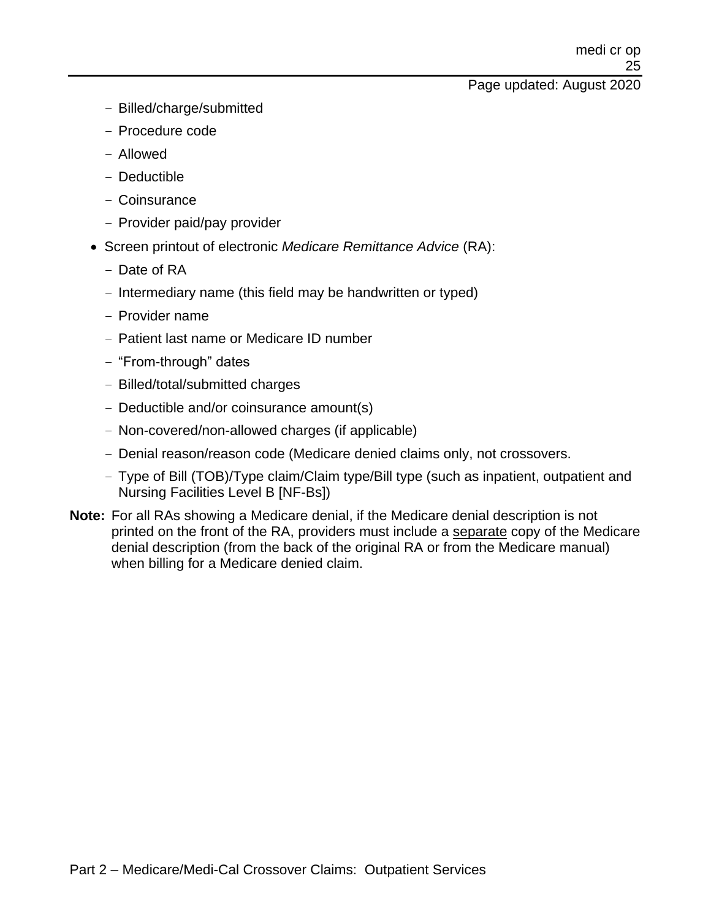- Billed/charge/submitted
   - Procedure code
   - Allowed
   - Deductible
   - Coinsurance
   - Provider paid/pay provider
- Screen printout of electronic *Medicare Remittance Advice* (RA):
   - Date of RA
   - Intermediary name (this field may be handwritten or typed)
   - Provider name
   - Patient last name or Medicare ID number
   - "From-through" dates
   - Billed/total/submitted charges
   - Deductible and/or coinsurance amount(s)
   - Non-covered/non-allowed charges (if applicable)
   - Denial reason/reason code (Medicare denied claims only, not crossovers.
   - Type of Bill (TOB)/Type claim/Claim type/Bill type (such as inpatient, outpatient and Nursing Facilities Level B [NF-Bs])

**Note:** For all RAs showing a Medicare denial, if the Medicare denial description is not printed on the front of the RA, providers must include a separate copy of the Medicare denial description (from the back of the original RA or from the Medicare manual) when billing for a Medicare denied claim.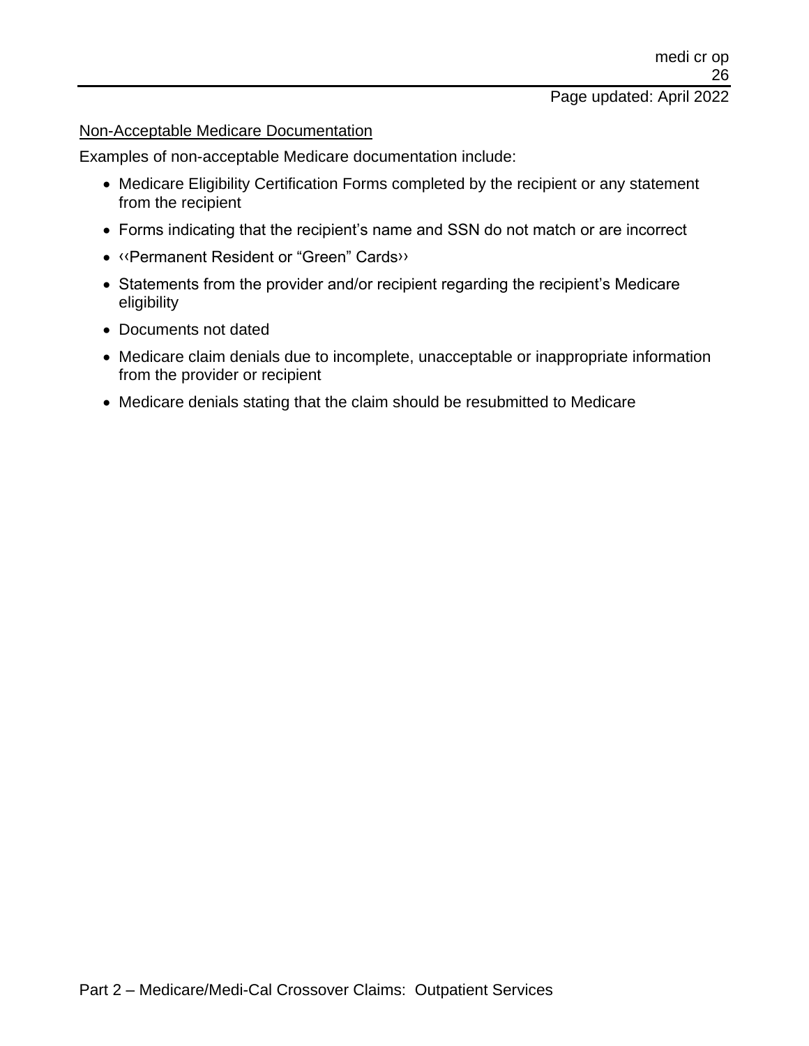<u>Non-Acceptable Medicare Documentation</u>

Examples of non-acceptable Medicare documentation include:

- Medicare Eligibility Certification Forms completed by the recipient or any statement from the recipient
- Forms indicating that the recipient's name and SSN do not match or are incorrect
- ‹‹Permanent Resident or "Green" Cards››
- Statements from the provider and/or recipient regarding the recipient's Medicare eligibility
- Documents not dated
- Medicare claim denials due to incomplete, unacceptable or inappropriate information from the provider or recipient
- Medicare denials stating that the claim should be resubmitted to Medicare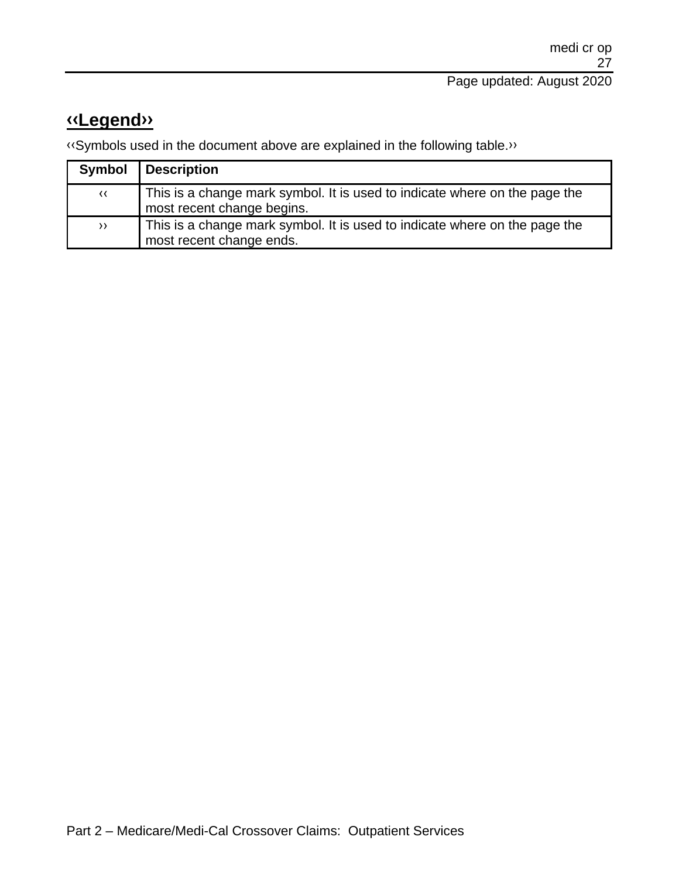## ‹‹Legend››

‹‹Symbols used in the document above are explained in the following table.››

| Symbol | Description |
| --- | --- |
| ‹‹ | This is a change mark symbol. It is used to indicate where on the page the most recent change begins. |
| ›› | This is a change mark symbol. It is used to indicate where on the page the most recent change ends. |